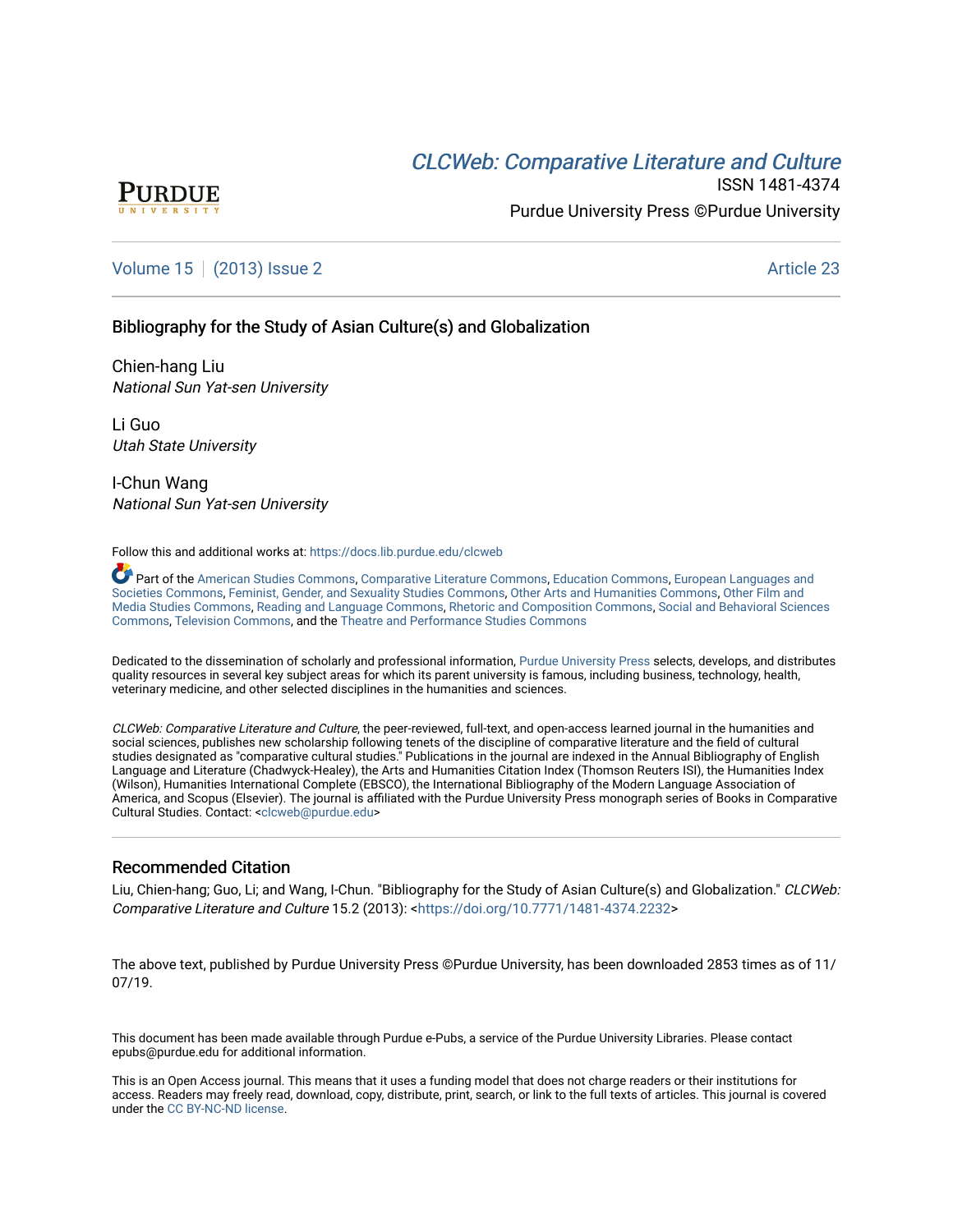PURDUE UNIVERSITY

CLCWeb: Comparative Literature and Culture

ISSN 1481-4374

Purdue University Press ©Purdue University

Volume 15 | (2013) Issue 2 Article 23

# Bibliography for the Study of Asian Culture(s) and Globalization

Chien-hang Liu
*National Sun Yat-sen University*

Li Guo
*Utah State University*

I-Chun Wang
*National Sun Yat-sen University*

Follow this and additional works at: https://docs.lib.purdue.edu/clcweb

Part of the American Studies Commons, Comparative Literature Commons, Education Commons, European Languages and Societies Commons, Feminist, Gender, and Sexuality Studies Commons, Other Arts and Humanities Commons, Other Film and Media Studies Commons, Reading and Language Commons, Rhetoric and Composition Commons, Social and Behavioral Sciences Commons, Television Commons, and the Theatre and Performance Studies Commons

Dedicated to the dissemination of scholarly and professional information, Purdue University Press selects, develops, and distributes quality resources in several key subject areas for which its parent university is famous, including business, technology, health, veterinary medicine, and other selected disciplines in the humanities and sciences.

*CLCWeb: Comparative Literature and Culture*, the peer-reviewed, full-text, and open-access learned journal in the humanities and social sciences, publishes new scholarship following tenets of the discipline of comparative literature and the field of cultural studies designated as "comparative cultural studies." Publications in the journal are indexed in the Annual Bibliography of English Language and Literature (Chadwyck-Healey), the Arts and Humanities Citation Index (Thomson Reuters ISI), the Humanities Index (Wilson), Humanities International Complete (EBSCO), the International Bibliography of the Modern Language Association of America, and Scopus (Elsevier). The journal is affiliated with the Purdue University Press monograph series of Books in Comparative Cultural Studies. Contact: <clcweb@purdue.edu>

## Recommended Citation

Liu, Chien-hang; Guo, Li; and Wang, I-Chun. "Bibliography for the Study of Asian Culture(s) and Globalization." *CLCWeb: Comparative Literature and Culture* 15.2 (2013): <https://doi.org/10.7771/1481-4374.2232>

The above text, published by Purdue University Press ©Purdue University, has been downloaded 2853 times as of 11/07/19.

This document has been made available through Purdue e-Pubs, a service of the Purdue University Libraries. Please contact epubs@purdue.edu for additional information.

This is an Open Access journal. This means that it uses a funding model that does not charge readers or their institutions for access. Readers may freely read, download, copy, distribute, print, search, or link to the full texts of articles. This journal is covered under the CC BY-NC-ND license.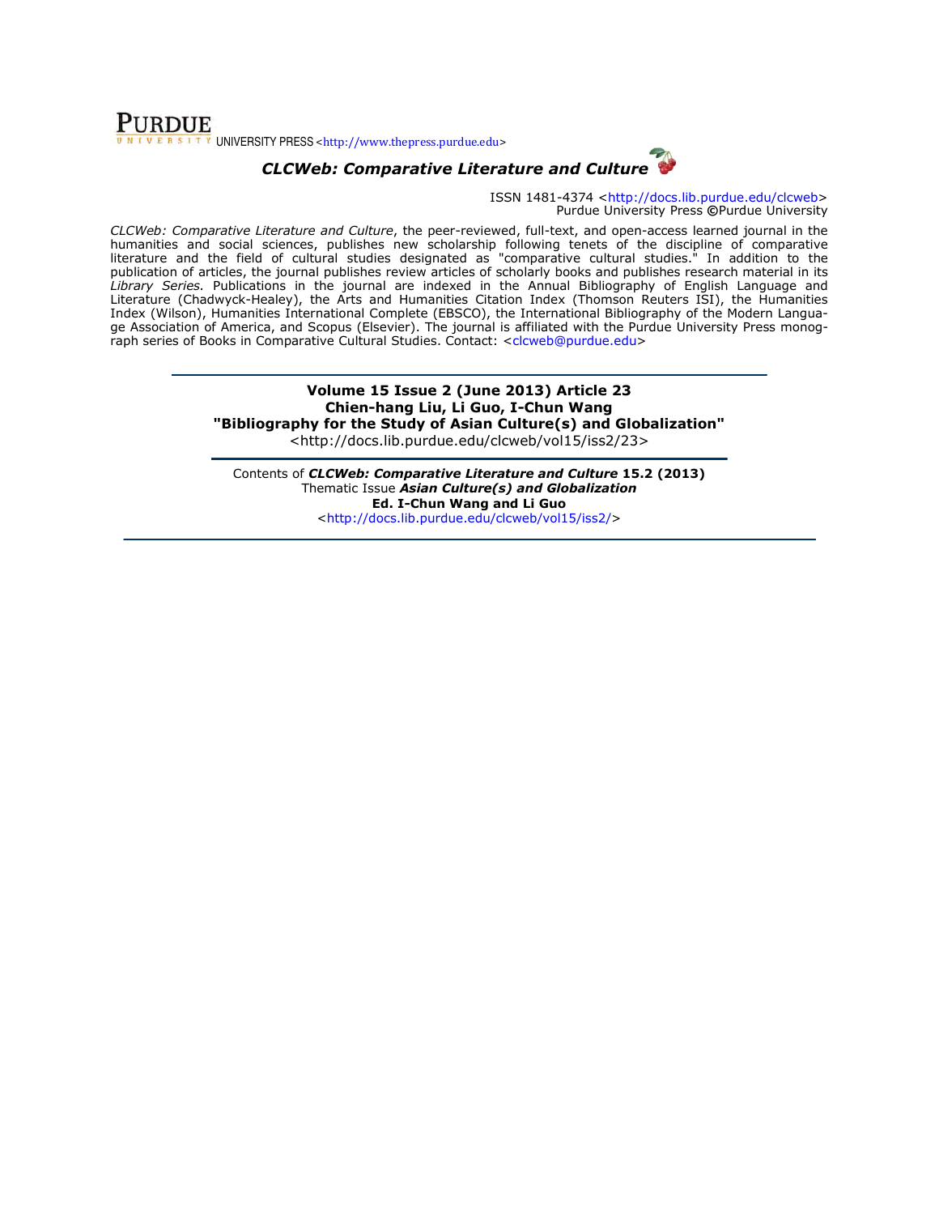PURDUE UNIVERSITY PRESS <http://www.thepress.purdue.edu>

***CLCWeb: Comparative Literature and Culture***

ISSN 1481-4374 <http://docs.lib.purdue.edu/clcweb>
Purdue University Press ©Purdue University

*CLCWeb: Comparative Literature and Culture*, the peer-reviewed, full-text, and open-access learned journal in the humanities and social sciences, publishes new scholarship following tenets of the discipline of comparative literature and the field of cultural studies designated as "comparative cultural studies." In addition to the publication of articles, the journal publishes review articles of scholarly books and publishes research material in its *Library Series.* Publications in the journal are indexed in the Annual Bibliography of English Language and Literature (Chadwyck-Healey), the Arts and Humanities Citation Index (Thomson Reuters ISI), the Humanities Index (Wilson), Humanities International Complete (EBSCO), the International Bibliography of the Modern Language Association of America, and Scopus (Elsevier). The journal is affiliated with the Purdue University Press monograph series of Books in Comparative Cultural Studies. Contact: <clcweb@purdue.edu>

---

**Volume 15 Issue 2 (June 2013) Article 23**
**Chien-hang Liu, Li Guo, I-Chun Wang**
**"Bibliography for the Study of Asian Culture(s) and Globalization"**
<http://docs.lib.purdue.edu/clcweb/vol15/iss2/23>

---

Contents of ***CLCWeb: Comparative Literature and Culture* 15.2 (2013)**
Thematic Issue ***Asian Culture(s) and Globalization***
**Ed. I-Chun Wang and Li Guo**
<http://docs.lib.purdue.edu/clcweb/vol15/iss2/>

---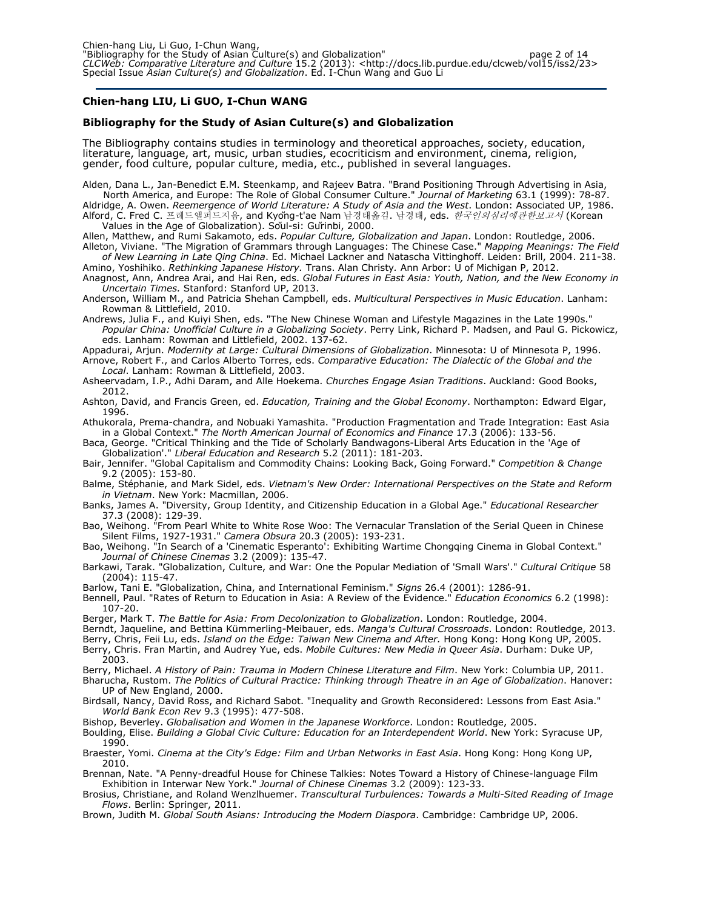## Chien-hang LIU, Li GUO, I-Chun WANG

### Bibliography for the Study of Asian Culture(s) and Globalization

The Bibliography contains studies in terminology and theoretical approaches, society, education, literature, language, art, music, urban studies, ecocriticism and environment, cinema, religion, gender, food culture, popular culture, media, etc., published in several languages.

Alden, Dana L., Jan-Benedict E.M. Steenkamp, and Rajeev Batra. "Brand Positioning Through Advertising in Asia, North America, and Europe: The Role of Global Consumer Culture." *Journal of Marketing* 63.1 (1999): 78-87.

Aldridge, A. Owen. *Reemergence of World Literature: A Study of Asia and the West*. London: Associated UP, 1986.

Alford, C. Fred C. 프레드앨퍼드지음, and Kyŏng-t'ae Nam 남경태옮김. 남경태, eds. *한국인의심리에관한보고서* (Korean Values in the Age of Globalization). Sŏul-si: Gŭrinbi, 2000.

Allen, Matthew, and Rumi Sakamoto, eds. *Popular Culture, Globalization and Japan*. London: Routledge, 2006.

Alleton, Viviane. "The Migration of Grammars through Languages: The Chinese Case." *Mapping Meanings: The Field of New Learning in Late Qing China*. Ed. Michael Lackner and Natascha Vittinghoff. Leiden: Brill, 2004. 211-38.

Amino, Yoshihiko. *Rethinking Japanese History.* Trans. Alan Christy. Ann Arbor: U of Michigan P, 2012.

Anagnost, Ann, Andrea Arai, and Hai Ren, eds. *Global Futures in East Asia: Youth, Nation, and the New Economy in Uncertain Times.* Stanford: Stanford UP, 2013.

Anderson, William M., and Patricia Shehan Campbell, eds. *Multicultural Perspectives in Music Education*. Lanham: Rowman & Littlefield, 2010.

Andrews, Julia F., and Kuiyi Shen, eds. "The New Chinese Woman and Lifestyle Magazines in the Late 1990s." *Popular China: Unofficial Culture in a Globalizing Society*. Perry Link, Richard P. Madsen, and Paul G. Pickowicz, eds. Lanham: Rowman and Littlefield, 2002. 137-62.

Appadurai, Arjun. *Modernity at Large: Cultural Dimensions of Globalization*. Minnesota: U of Minnesota P, 1996.

Arnove, Robert F., and Carlos Alberto Torres, eds. *Comparative Education: The Dialectic of the Global and the Local*. Lanham: Rowman & Littlefield, 2003.

Asheervadam, I.P., Adhi Daram, and Alle Hoekema. *Churches Engage Asian Traditions*. Auckland: Good Books, 2012.

Ashton, David, and Francis Green, ed. *Education, Training and the Global Economy*. Northampton: Edward Elgar, 1996.

Athukorala, Prema-chandra, and Nobuaki Yamashita. "Production Fragmentation and Trade Integration: East Asia in a Global Context." *The North American Journal of Economics and Finance* 17.3 (2006): 133-56.

Baca, George. "Critical Thinking and the Tide of Scholarly Bandwagons-Liberal Arts Education in the 'Age of Globalization'." *Liberal Education and Research* 5.2 (2011): 181-203.

Bair, Jennifer. "Global Capitalism and Commodity Chains: Looking Back, Going Forward." *Competition & Change* 9.2 (2005): 153-80.

Balme, Stéphanie, and Mark Sidel, eds. *Vietnam's New Order: International Perspectives on the State and Reform in Vietnam*. New York: Macmillan, 2006.

Banks, James A. "Diversity, Group Identity, and Citizenship Education in a Global Age." *Educational Researcher* 37.3 (2008): 129-39.

Bao, Weihong. "From Pearl White to White Rose Woo: The Vernacular Translation of the Serial Queen in Chinese Silent Films, 1927-1931." *Camera Obsura* 20.3 (2005): 193-231.

Bao, Weihong. "In Search of a 'Cinematic Esperanto': Exhibiting Wartime Chongqing Cinema in Global Context." *Journal of Chinese Cinemas* 3.2 (2009): 135-47.

Barkawi, Tarak. "Globalization, Culture, and War: One the Popular Mediation of 'Small Wars'." *Cultural Critique* 58 (2004): 115-47.

Barlow, Tani E. "Globalization, China, and International Feminism." *Signs* 26.4 (2001): 1286-91.

Bennell, Paul. "Rates of Return to Education in Asia: A Review of the Evidence." *Education Economics* 6.2 (1998): 107-20.

Berger, Mark T. *The Battle for Asia: From Decolonization to Globalization*. London: Routledge, 2004.

Berndt, Jaqueline, and Bettina Kümmerling-Meibauer, eds. *Manga's Cultural Crossroads*. London: Routledge, 2013.

Berry, Chris, Feii Lu, eds. *Island on the Edge: Taiwan New Cinema and After.* Hong Kong: Hong Kong UP, 2005.

Berry, Chris. Fran Martin, and Audrey Yue, eds. *Mobile Cultures: New Media in Queer Asia*. Durham: Duke UP, 2003.

Berry, Michael. *A History of Pain: Trauma in Modern Chinese Literature and Film*. New York: Columbia UP, 2011.

Bharucha, Rustom. *The Politics of Cultural Practice: Thinking through Theatre in an Age of Globalization*. Hanover: UP of New England, 2000.

Birdsall, Nancy, David Ross, and Richard Sabot. "Inequality and Growth Reconsidered: Lessons from East Asia." *World Bank Econ Rev* 9.3 (1995): 477-508.

Bishop, Beverley. *Globalisation and Women in the Japanese Workforce*. London: Routledge, 2005.

Boulding, Elise. *Building a Global Civic Culture: Education for an Interdependent World*. New York: Syracuse UP, 1990.

Braester, Yomi. *Cinema at the City's Edge: Film and Urban Networks in East Asia*. Hong Kong: Hong Kong UP, 2010.

Brennan, Nate. "A Penny-dreadful House for Chinese Talkies: Notes Toward a History of Chinese-language Film Exhibition in Interwar New York." *Journal of Chinese Cinemas* 3.2 (2009): 123-33.

Brosius, Christiane, and Roland Wenzlhuemer. *Transcultural Turbulences: Towards a Multi-Sited Reading of Image Flows*. Berlin: Springer, 2011.

Brown, Judith M. *Global South Asians: Introducing the Modern Diaspora*. Cambridge: Cambridge UP, 2006.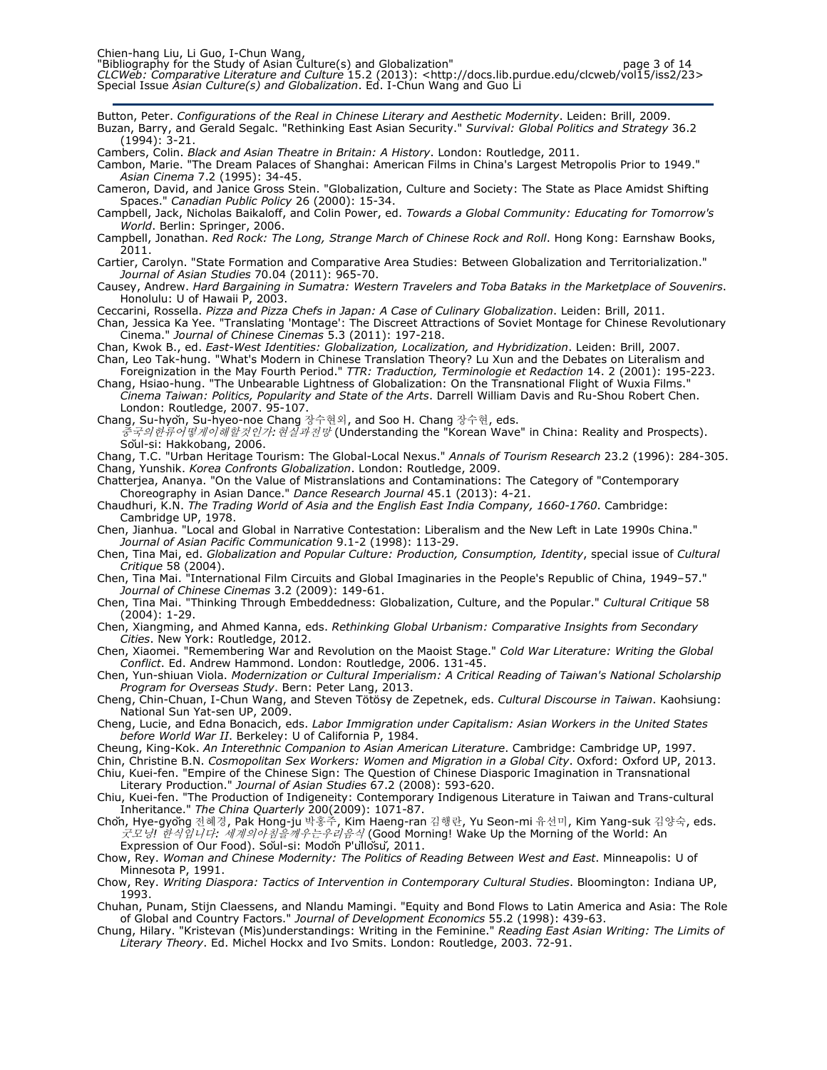Button, Peter. *Configurations of the Real in Chinese Literary and Aesthetic Modernity*. Leiden: Brill, 2009.

Buzan, Barry, and Gerald Segalc. "Rethinking East Asian Security." *Survival: Global Politics and Strategy* 36.2 (1994): 3-21.

Cambers, Colin. *Black and Asian Theatre in Britain: A History*. London: Routledge, 2011.

Cambon, Marie. "The Dream Palaces of Shanghai: American Films in China's Largest Metropolis Prior to 1949." *Asian Cinema* 7.2 (1995): 34-45.

Cameron, David, and Janice Gross Stein. "Globalization, Culture and Society: The State as Place Amidst Shifting Spaces." *Canadian Public Policy* 26 (2000): 15-34.

Campbell, Jack, Nicholas Baikaloff, and Colin Power, ed. *Towards a Global Community: Educating for Tomorrow's World*. Berlin: Springer, 2006.

Campbell, Jonathan. *Red Rock: The Long, Strange March of Chinese Rock and Roll*. Hong Kong: Earnshaw Books, 2011.

Cartier, Carolyn. "State Formation and Comparative Area Studies: Between Globalization and Territorialization." *Journal of Asian Studies* 70.04 (2011): 965-70.

Causey, Andrew. *Hard Bargaining in Sumatra: Western Travelers and Toba Bataks in the Marketplace of Souvenirs*. Honolulu: U of Hawaii P, 2003.

Ceccarini, Rossella. *Pizza and Pizza Chefs in Japan: A Case of Culinary Globalization*. Leiden: Brill, 2011.

Chan, Jessica Ka Yee. "Translating 'Montage': The Discreet Attractions of Soviet Montage for Chinese Revolutionary Cinema." *Journal of Chinese Cinemas* 5.3 (2011): 197-218.

Chan, Kwok B., ed. *East-West Identities: Globalization, Localization, and Hybridization*. Leiden: Brill, 2007.

Chan, Leo Tak-hung. "What's Modern in Chinese Translation Theory? Lu Xun and the Debates on Literalism and Foreignization in the May Fourth Period." *TTR: Traduction, Terminologie et Redaction* 14. 2 (2001): 195-223.

Chang, Hsiao-hung. "The Unbearable Lightness of Globalization: On the Transnational Flight of Wuxia Films." *Cinema Taiwan: Politics, Popularity and State of the Arts*. Darrell William Davis and Ru-Shou Robert Chen. London: Routledge, 2007. 95-107.

Chang, Su-hyŏn, Su-hyeo-noe Chang 장수현외, and Soo H. Chang 장수현, eds. *중국의한류어떻게이해할것인가: 현실과전망* (Understanding the "Korean Wave" in China: Reality and Prospects). Sŏul-si: Hakkobang, 2006.

Chang, T.C. "Urban Heritage Tourism: The Global-Local Nexus." *Annals of Tourism Research* 23.2 (1996): 284-305.

Chang, Yunshik. *Korea Confronts Globalization*. London: Routledge, 2009.

Chatterjea, Ananya. "On the Value of Mistranslations and Contaminations: The Category of "Contemporary Choreography in Asian Dance." *Dance Research Journal* 45.1 (2013): 4-21.

Chaudhuri, K.N. *The Trading World of Asia and the English East India Company, 1660-1760*. Cambridge: Cambridge UP, 1978.

Chen, Jianhua. "Local and Global in Narrative Contestation: Liberalism and the New Left in Late 1990s China." *Journal of Asian Pacific Communication* 9.1-2 (1998): 113-29.

Chen, Tina Mai, ed. *Globalization and Popular Culture: Production, Consumption, Identity*, special issue of *Cultural Critique* 58 (2004).

Chen, Tina Mai. "International Film Circuits and Global Imaginaries in the People's Republic of China, 1949–57." *Journal of Chinese Cinemas* 3.2 (2009): 149-61.

Chen, Tina Mai. "Thinking Through Embeddedness: Globalization, Culture, and the Popular." *Cultural Critique* 58 (2004): 1-29.

Chen, Xiangming, and Ahmed Kanna, eds. *Rethinking Global Urbanism: Comparative Insights from Secondary Cities*. New York: Routledge, 2012.

Chen, Xiaomei. "Remembering War and Revolution on the Maoist Stage." *Cold War Literature: Writing the Global Conflict*. Ed. Andrew Hammond. London: Routledge, 2006. 131-45.

Chen, Yun-shiuan Viola. *Modernization or Cultural Imperialism: A Critical Reading of Taiwan's National Scholarship Program for Overseas Study*. Bern: Peter Lang, 2013.

Cheng, Chin-Chuan, I-Chun Wang, and Steven Tötösy de Zepetnek, eds. *Cultural Discourse in Taiwan*. Kaohsiung: National Sun Yat-sen UP, 2009.

Cheng, Lucie, and Edna Bonacich, eds. *Labor Immigration under Capitalism: Asian Workers in the United States before World War II*. Berkeley: U of California P, 1984.

Cheung, King-Kok. *An Interethnic Companion to Asian American Literature*. Cambridge: Cambridge UP, 1997.

Chin, Christine B.N. *Cosmopolitan Sex Workers: Women and Migration in a Global City*. Oxford: Oxford UP, 2013.

Chiu, Kuei-fen. "Empire of the Chinese Sign: The Question of Chinese Diasporic Imagination in Transnational Literary Production." *Journal of Asian Studies* 67.2 (2008): 593-620.

Chiu, Kuei-fen. "The Production of Indigeneity: Contemporary Indigenous Literature in Taiwan and Trans-cultural Inheritance." *The China Quarterly* 200(2009): 1071-87.

Chŏn, Hye-gyŏng 전혜경, Pak Hong-ju 박홍주, Kim Haeng-ran 김행란, Yu Seon-mi 유선미, Kim Yang-suk 김양숙, eds. *굿모닝! 한식입니다: 세계의아침을깨우는우리음식* (Good Morning! Wake Up the Morning of the World: An Expression of Our Food). Sŏul-si: Modŏn P'ullŏsŭ, 2011.

Chow, Rey. *Woman and Chinese Modernity: The Politics of Reading Between West and East*. Minneapolis: U of Minnesota P, 1991.

Chow, Rey. *Writing Diaspora: Tactics of Intervention in Contemporary Cultural Studies*. Bloomington: Indiana UP, 1993.

Chuhan, Punam, Stijn Claessens, and Nlandu Mamingi. "Equity and Bond Flows to Latin America and Asia: The Role of Global and Country Factors." *Journal of Development Economics* 55.2 (1998): 439-63.

Chung, Hilary. "Kristevan (Mis)understandings: Writing in the Feminine." *Reading East Asian Writing: The Limits of Literary Theory*. Ed. Michel Hockx and Ivo Smits. London: Routledge, 2003. 72-91.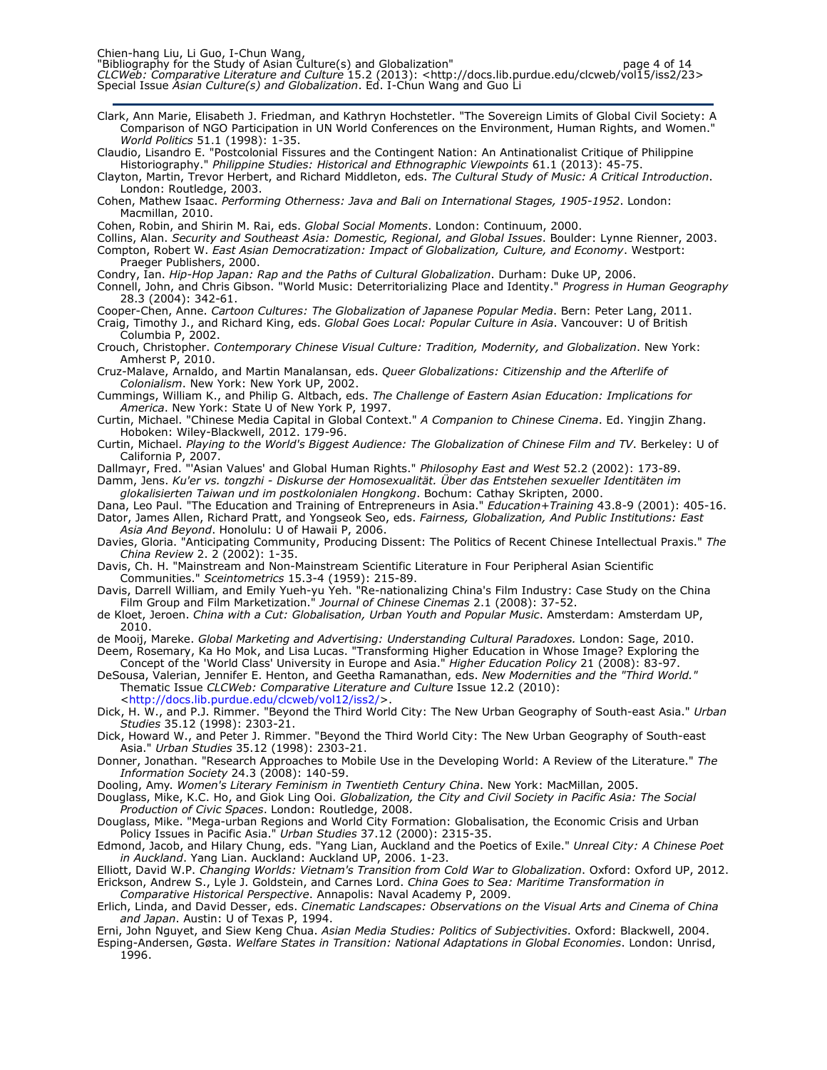Clark, Ann Marie, Elisabeth J. Friedman, and Kathryn Hochstetler. "The Sovereign Limits of Global Civil Society: A Comparison of NGO Participation in UN World Conferences on the Environment, Human Rights, and Women." *World Politics* 51.1 (1998): 1-35.

Claudio, Lisandro E. "Postcolonial Fissures and the Contingent Nation: An Antinationalist Critique of Philippine Historiography." *Philippine Studies: Historical and Ethnographic Viewpoints* 61.1 (2013): 45-75.

Clayton, Martin, Trevor Herbert, and Richard Middleton, eds. *The Cultural Study of Music: A Critical Introduction*. London: Routledge, 2003.

Cohen, Mathew Isaac. *Performing Otherness: Java and Bali on International Stages, 1905-1952*. London: Macmillan, 2010.

Cohen, Robin, and Shirin M. Rai, eds. *Global Social Moments*. London: Continuum, 2000.

Collins, Alan. *Security and Southeast Asia: Domestic, Regional, and Global Issues*. Boulder: Lynne Rienner, 2003.

Compton, Robert W. *East Asian Democratization: Impact of Globalization, Culture, and Economy*. Westport: Praeger Publishers, 2000.

Condry, Ian. *Hip-Hop Japan: Rap and the Paths of Cultural Globalization*. Durham: Duke UP, 2006.

Connell, John, and Chris Gibson. "World Music: Deterritorializing Place and Identity." *Progress in Human Geography* 28.3 (2004): 342-61.

Cooper-Chen, Anne. *Cartoon Cultures: The Globalization of Japanese Popular Media*. Bern: Peter Lang, 2011.

Craig, Timothy J., and Richard King, eds. *Global Goes Local: Popular Culture in Asia*. Vancouver: U of British Columbia P, 2002.

Crouch, Christopher. *Contemporary Chinese Visual Culture: Tradition, Modernity, and Globalization*. New York: Amherst P, 2010.

Cruz-Malave, Arnaldo, and Martin Manalansan, eds. *Queer Globalizations: Citizenship and the Afterlife of Colonialism*. New York: New York UP, 2002.

Cummings, William K., and Philip G. Altbach, eds. *The Challenge of Eastern Asian Education: Implications for America*. New York: State U of New York P, 1997.

Curtin, Michael. "Chinese Media Capital in Global Context." *A Companion to Chinese Cinema*. Ed. Yingjin Zhang. Hoboken: Wiley-Blackwell, 2012. 179-96.

Curtin, Michael. *Playing to the World's Biggest Audience: The Globalization of Chinese Film and TV*. Berkeley: U of California P, 2007.

Dallmayr, Fred. "'Asian Values' and Global Human Rights." *Philosophy East and West* 52.2 (2002): 173-89.

Damm, Jens. *Ku'er vs. tongzhi - Diskurse der Homosexualität. Über das Entstehen sexueller Identitäten im glokalisierten Taiwan und im postkolonialen Hongkong*. Bochum: Cathay Skripten, 2000.

Dana, Leo Paul. "The Education and Training of Entrepreneurs in Asia." *Education+Training* 43.8-9 (2001): 405-16.

Dator, James Allen, Richard Pratt, and Yongseok Seo, eds. *Fairness, Globalization, And Public Institutions: East Asia And Beyond*. Honolulu: U of Hawaii P, 2006.

Davies, Gloria. "Anticipating Community, Producing Dissent: The Politics of Recent Chinese Intellectual Praxis." *The China Review* 2. 2 (2002): 1-35.

Davis, Ch. H. "Mainstream and Non-Mainstream Scientific Literature in Four Peripheral Asian Scientific Communities." *Sceintometrics* 15.3-4 (1959): 215-89.

Davis, Darrell William, and Emily Yueh-yu Yeh. "Re-nationalizing China's Film Industry: Case Study on the China Film Group and Film Marketization." *Journal of Chinese Cinemas* 2.1 (2008): 37-52.

de Kloet, Jeroen. *China with a Cut: Globalisation, Urban Youth and Popular Music*. Amsterdam: Amsterdam UP, 2010.

de Mooij, Mareke. *Global Marketing and Advertising: Understanding Cultural Paradoxes.* London: Sage, 2010.

Deem, Rosemary, Ka Ho Mok, and Lisa Lucas. "Transforming Higher Education in Whose Image? Exploring the Concept of the 'World Class' University in Europe and Asia." *Higher Education Policy* 21 (2008): 83-97.

DeSousa, Valerian, Jennifer E. Henton, and Geetha Ramanathan, eds. *New Modernities and the "Third World."* Thematic Issue *CLCWeb: Comparative Literature and Culture* Issue 12.2 (2010): <http://docs.lib.purdue.edu/clcweb/vol12/iss2/>.

Dick, H. W., and P.J. Rimmer. "Beyond the Third World City: The New Urban Geography of South-east Asia." *Urban Studies* 35.12 (1998): 2303-21.

Dick, Howard W., and Peter J. Rimmer. "Beyond the Third World City: The New Urban Geography of South-east Asia." *Urban Studies* 35.12 (1998): 2303-21.

Donner, Jonathan. "Research Approaches to Mobile Use in the Developing World: A Review of the Literature." *The Information Society* 24.3 (2008): 140-59.

Dooling, Amy. *Women's Literary Feminism in Twentieth Century China*. New York: MacMillan, 2005.

Douglass, Mike, K.C. Ho, and Giok Ling Ooi. *Globalization, the City and Civil Society in Pacific Asia: The Social Production of Civic Spaces*. London: Routledge, 2008.

Douglass, Mike. "Mega-urban Regions and World City Formation: Globalisation, the Economic Crisis and Urban Policy Issues in Pacific Asia." *Urban Studies* 37.12 (2000): 2315-35.

Edmond, Jacob, and Hilary Chung, eds. "Yang Lian, Auckland and the Poetics of Exile." *Unreal City: A Chinese Poet in Auckland*. Yang Lian. Auckland: Auckland UP, 2006. 1-23.

Elliott, David W.P. *Changing Worlds: Vietnam's Transition from Cold War to Globalization*. Oxford: Oxford UP, 2012.

Erickson, Andrew S., Lyle J. Goldstein, and Carnes Lord. *China Goes to Sea: Maritime Transformation in Comparative Historical Perspective*. Annapolis: Naval Academy P, 2009.

Erlich, Linda, and David Desser, eds. *Cinematic Landscapes: Observations on the Visual Arts and Cinema of China and Japan*. Austin: U of Texas P, 1994.

Erni, John Nguyet, and Siew Keng Chua. *Asian Media Studies: Politics of Subjectivities*. Oxford: Blackwell, 2004.

Esping-Andersen, Gøsta. *Welfare States in Transition: National Adaptations in Global Economies*. London: Unrisd, 1996.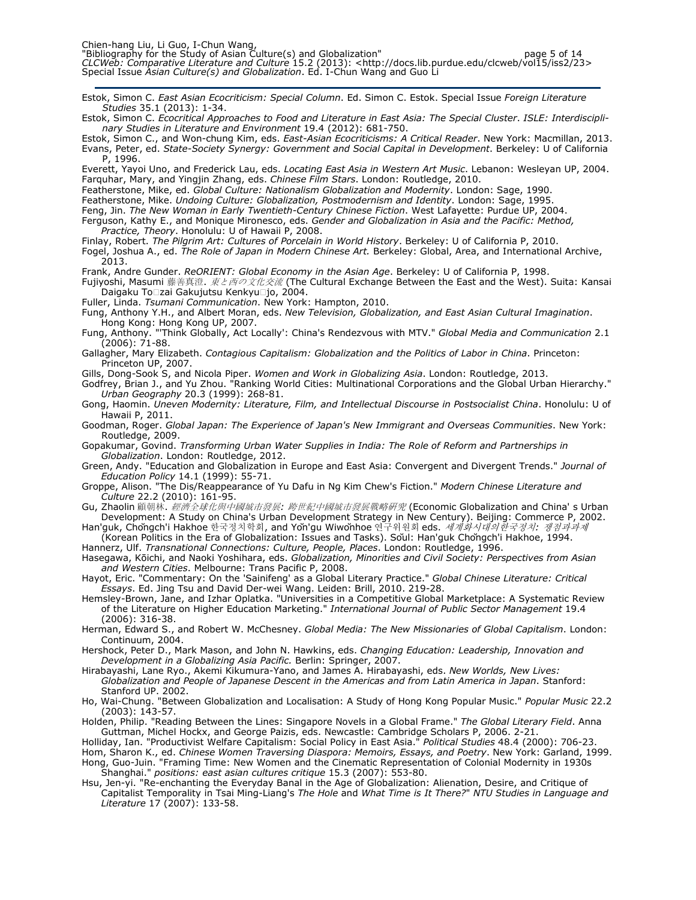Estok, Simon C. *East Asian Ecocriticism: Special Column*. Ed. Simon C. Estok. Special Issue *Foreign Literature Studies* 35.1 (2013): 1-34.

Estok, Simon C. *Ecocritical Approaches to Food and Literature in East Asia: The Special Cluster*. *ISLE: Interdisciplinary Studies in Literature and Environment* 19.4 (2012): 681-750.

Estok, Simon C., and Won-chung Kim, eds. *East-Asian Ecocriticisms: A Critical Reader*. New York: Macmillan, 2013.

Evans, Peter, ed. *State-Society Synergy: Government and Social Capital in Development*. Berkeley: U of California P, 1996.

Everett, Yayoi Uno, and Frederick Lau, eds. *Locating East Asia in Western Art Music*. Lebanon: Wesleyan UP, 2004.

Farquhar, Mary, and Yingjin Zhang, eds. *Chinese Film Stars*. London: Routledge, 2010.

Featherstone, Mike, ed. *Global Culture: Nationalism Globalization and Modernity*. London: Sage, 1990.

Featherstone, Mike. *Undoing Culture: Globalization, Postmodernism and Identity*. London: Sage, 1995.

Feng, Jin. *The New Woman in Early Twentieth-Century Chinese Fiction*. West Lafayette: Purdue UP, 2004.

Ferguson, Kathy E., and Monique Mironesco, eds. *Gender and Globalization in Asia and the Pacific: Method, Practice, Theory*. Honolulu: U of Hawaii P, 2008.

Finlay, Robert. *The Pilgrim Art: Cultures of Porcelain in World History*. Berkeley: U of California P, 2010.

Fogel, Joshua A., ed. *The Role of Japan in Modern Chinese Art.* Berkeley: Global, Area, and International Archive, 2013.

Frank, Andre Gunder. *ReORIENT: Global Economy in the Asian Age*. Berkeley: U of California P, 1998.

Fujiyoshi, Masumi 藤善真澄. *東と西の文化交流* (The Cultural Exchange Between the East and the West). Suita: Kansai Daigaku To□zai Gakujutsu Kenkyu□jo, 2004.

Fuller, Linda. *Tsumani Communication*. New York: Hampton, 2010.

Fung, Anthony Y.H., and Albert Moran, eds. *New Television, Globalization, and East Asian Cultural Imagination*. Hong Kong: Hong Kong UP, 2007.

Fung, Anthony. "'Think Globally, Act Locally': China's Rendezvous with MTV." *Global Media and Communication* 2.1 (2006): 71-88.

Gallagher, Mary Elizabeth. *Contagious Capitalism: Globalization and the Politics of Labor in China*. Princeton: Princeton UP, 2007.

Gills, Dong-Sook S, and Nicola Piper. *Women and Work in Globalizing Asia*. London: Routledge, 2013.

Godfrey, Brian J., and Yu Zhou. "Ranking World Cities: Multinational Corporations and the Global Urban Hierarchy." *Urban Geography* 20.3 (1999): 268-81.

Gong, Haomin. *Uneven Modernity: Literature, Film, and Intellectual Discourse in Postsocialist China*. Honolulu: U of Hawaii P, 2011.

Goodman, Roger. *Global Japan: The Experience of Japan's New Immigrant and Overseas Communities*. New York: Routledge, 2009.

Gopakumar, Govind. *Transforming Urban Water Supplies in India: The Role of Reform and Partnerships in Globalization*. London: Routledge, 2012.

Green, Andy. "Education and Globalization in Europe and East Asia: Convergent and Divergent Trends." *Journal of Education Policy* 14.1 (1999): 55-71.

Groppe, Alison. "The Dis/Reappearance of Yu Dafu in Ng Kim Chew's Fiction." *Modern Chinese Literature and Culture* 22.2 (2010): 161-95.

Gu, Zhaolin 顧朝林. *經濟全球化與中國城市發展: 跨世紀中國城市發展戰略研究* (Economic Globalization and China' s Urban Development: A Study on China's Urban Development Strategy in New Century). Beijing: Commerce P, 2002.

Han'guk, Chŏngch'i Hakhoe 한국정치학회, and Yŏn'gu Wiwŏnhoe 연구위원회 eds. *세계화시대의한국정치: 쟁점과과제* (Korean Politics in the Era of Globalization: Issues and Tasks). Sŏul: Han'guk Chŏngch'i Hakhoe, 1994.

Hannerz, Ulf. *Transnational Connections: Culture, People, Places*. London: Routledge, 1996.

Hasegawa, Kōichi, and Naoki Yoshihara, eds. *Globalization, Minorities and Civil Society: Perspectives from Asian and Western Cities*. Melbourne: Trans Pacific P, 2008.

Hayot, Eric. "Commentary: On the 'Sainifeng' as a Global Literary Practice." *Global Chinese Literature: Critical Essays*. Ed. Jing Tsu and David Der-wei Wang. Leiden: Brill, 2010. 219-28.

Hemsley-Brown, Jane, and Izhar Oplatka. "Universities in a Competitive Global Marketplace: A Systematic Review of the Literature on Higher Education Marketing." *International Journal of Public Sector Management* 19.4 (2006): 316-38.

Herman, Edward S., and Robert W. McChesney. *Global Media: The New Missionaries of Global Capitalism*. London: Continuum, 2004.

Hershock, Peter D., Mark Mason, and John N. Hawkins, eds. *Changing Education: Leadership, Innovation and Development in a Globalizing Asia Pacific.* Berlin: Springer, 2007.

Hirabayashi, Lane Ryo., Akemi Kikumura-Yano, and James A. Hirabayashi, eds. *New Worlds, New Lives: Globalization and People of Japanese Descent in the Americas and from Latin America in Japan*. Stanford: Stanford UP. 2002.

Ho, Wai-Chung. "Between Globalization and Localisation: A Study of Hong Kong Popular Music." *Popular Music* 22.2 (2003): 143-57.

Holden, Philip. "Reading Between the Lines: Singapore Novels in a Global Frame." *The Global Literary Field*. Anna Guttman, Michel Hockx, and George Paizis, eds. Newcastle: Cambridge Scholars P, 2006. 2-21.

Holliday, Ian. "Productivist Welfare Capitalism: Social Policy in East Asia." *Political Studies* 48.4 (2000): 706-23.

Hom, Sharon K., ed. *Chinese Women Traversing Diaspora: Memoirs, Essays, and Poetry*. New York: Garland, 1999.

Hong, Guo-Juin. "Framing Time: New Women and the Cinematic Representation of Colonial Modernity in 1930s Shanghai." *positions: east asian cultures critique* 15.3 (2007): 553-80.

Hsu, Jen-yi. "Re-enchanting the Everyday Banal in the Age of Globalization: Alienation, Desire, and Critique of Capitalist Temporality in Tsai Ming-Liang's *The Hole* and *What Time is It There?*" *NTU Studies in Language and Literature* 17 (2007): 133-58.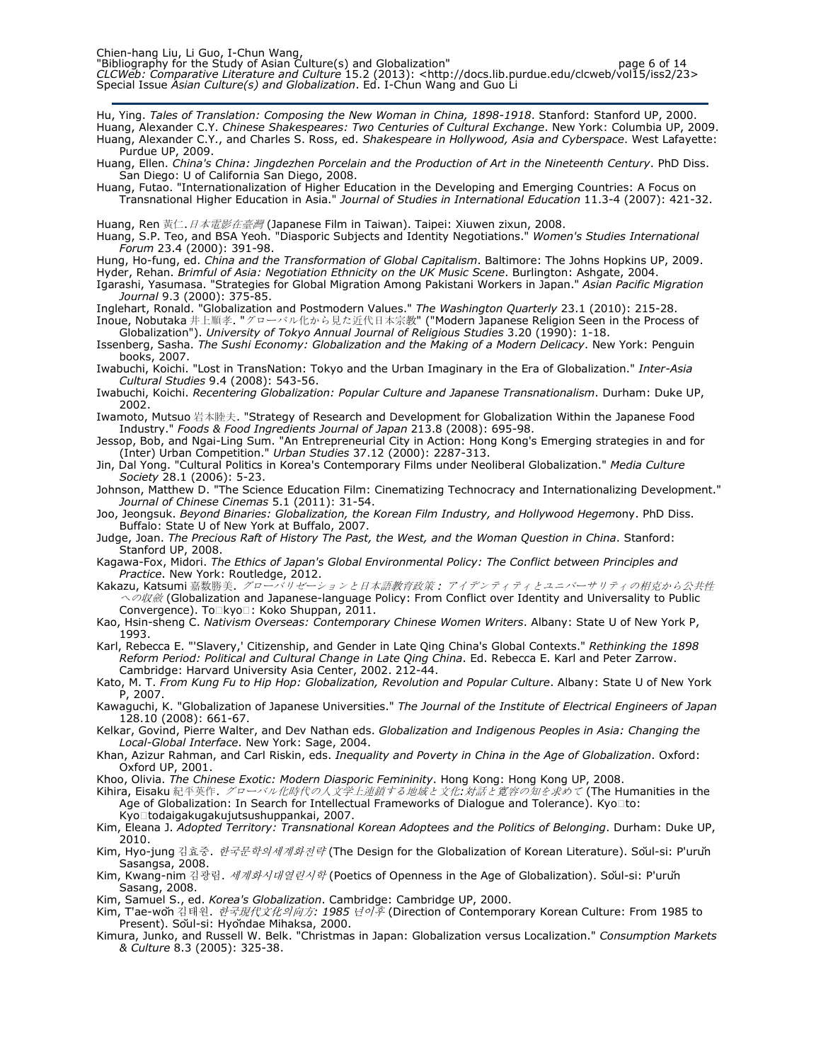Hu, Ying. *Tales of Translation: Composing the New Woman in China, 1898-1918*. Stanford: Stanford UP, 2000.

Huang, Alexander C.Y. *Chinese Shakespeares: Two Centuries of Cultural Exchange*. New York: Columbia UP, 2009.

Huang, Alexander C.Y., and Charles S. Ross, ed. *Shakespeare in Hollywood, Asia and Cyberspace*. West Lafayette: Purdue UP, 2009.

Huang, Ellen. *China's China: Jingdezhen Porcelain and the Production of Art in the Nineteenth Century*. PhD Diss. San Diego: U of California San Diego, 2008.

Huang, Futao. "Internationalization of Higher Education in the Developing and Emerging Countries: A Focus on Transnational Higher Education in Asia." *Journal of Studies in International Education* 11.3-4 (2007): 421-32.

Huang, Ren 黃仁. *日本電影在臺灣* (Japanese Film in Taiwan). Taipei: Xiuwen zixun, 2008.

Huang, S.P. Teo, and BSA Yeoh. "Diasporic Subjects and Identity Negotiations." *Women's Studies International Forum* 23.4 (2000): 391-98.

Hung, Ho-fung, ed. *China and the Transformation of Global Capitalism*. Baltimore: The Johns Hopkins UP, 2009.

Hyder, Rehan. *Brimful of Asia: Negotiation Ethnicity on the UK Music Scene*. Burlington: Ashgate, 2004.

Igarashi, Yasumasa. "Strategies for Global Migration Among Pakistani Workers in Japan." *Asian Pacific Migration Journal* 9.3 (2000): 375-85.

Inglehart, Ronald. "Globalization and Postmodern Values." *The Washington Quarterly* 23.1 (2010): 215-28.

Inoue, Nobutaka 井上順孝. "グローバル化から見た近代日本宗教" ("Modern Japanese Religion Seen in the Process of Globalization"). *University of Tokyo Annual Journal of Religious Studies* 3.20 (1990): 1-18.

Issenberg, Sasha. *The Sushi Economy: Globalization and the Making of a Modern Delicacy*. New York: Penguin books, 2007.

Iwabuchi, Koichi. "Lost in TransNation: Tokyo and the Urban Imaginary in the Era of Globalization." *Inter-Asia Cultural Studies* 9.4 (2008): 543-56.

Iwabuchi, Koichi. *Recentering Globalization: Popular Culture and Japanese Transnationalism*. Durham: Duke UP, 2002.

Iwamoto, Mutsuo 岩本睦夫. "Strategy of Research and Development for Globalization Within the Japanese Food Industry." *Foods & Food Ingredients Journal of Japan* 213.8 (2008): 695-98.

Jessop, Bob, and Ngai-Ling Sum. "An Entrepreneurial City in Action: Hong Kong's Emerging strategies in and for (Inter) Urban Competition." *Urban Studies* 37.12 (2000): 2287-313.

Jin, Dal Yong. "Cultural Politics in Korea's Contemporary Films under Neoliberal Globalization." *Media Culture Society* 28.1 (2006): 5-23.

Johnson, Matthew D. "The Science Education Film: Cinematizing Technocracy and Internationalizing Development." *Journal of Chinese Cinemas* 5.1 (2011): 31-54.

Joo, Jeongsuk. *Beyond Binaries: Globalization, the Korean Film Industry, and Hollywood Hegemony*. PhD Diss. Buffalo: State U of New York at Buffalo, 2007.

Judge, Joan. *The Precious Raft of History The Past, the West, and the Woman Question in China*. Stanford: Stanford UP, 2008.

Kagawa-Fox, Midori. *The Ethics of Japan's Global Environmental Policy: The Conflict between Principles and Practice*. New York: Routledge, 2012.

Kakazu, Katsumi 嘉数勝美. *グローバリゼーションと日本語教育政策：アイデンティティとユニバーサリティの相克から公共性への収斂* (Globalization and Japanese-language Policy: From Conflict over Identity and Universality to Public Convergence). To□kyo□: Koko Shuppan, 2011.

Kao, Hsin-sheng C. *Nativism Overseas: Contemporary Chinese Women Writers*. Albany: State U of New York P, 1993.

Karl, Rebecca E. "'Slavery,' Citizenship, and Gender in Late Qing China's Global Contexts." *Rethinking the 1898 Reform Period: Political and Cultural Change in Late Qing China*. Ed. Rebecca E. Karl and Peter Zarrow. Cambridge: Harvard University Asia Center, 2002. 212-44.

Kato, M. T. *From Kung Fu to Hip Hop: Globalization, Revolution and Popular Culture*. Albany: State U of New York P, 2007.

Kawaguchi, K. "Globalization of Japanese Universities." *The Journal of the Institute of Electrical Engineers of Japan* 128.10 (2008): 661-67.

Kelkar, Govind, Pierre Walter, and Dev Nathan eds. *Globalization and Indigenous Peoples in Asia: Changing the Local-Global Interface*. New York: Sage, 2004.

Khan, Azizur Rahman, and Carl Riskin, eds. *Inequality and Poverty in China in the Age of Globalization*. Oxford: Oxford UP, 2001.

Khoo, Olivia. *The Chinese Exotic: Modern Diasporic Femininity*. Hong Kong: Hong Kong UP, 2008.

Kihira, Eisaku 紀平英作. *グローバル化時代の人文学上連鎖する地域と文化:対話と寛容の知を求めて* (The Humanities in the Age of Globalization: In Search for Intellectual Frameworks of Dialogue and Tolerance). Kyo□to: Kyo□todaigakugakujutsushuppankai, 2007.

Kim, Eleana J. *Adopted Territory: Transnational Korean Adoptees and the Politics of Belonging*. Durham: Duke UP, 2010.

Kim, Hyo-jung 김효중. *한국문학의세계화전략* (The Design for the Globalization of Korean Literature). Sŏul-si: P'urŭn Sasangsa, 2008.

Kim, Kwang-nim 김광림. *세계화시대열린시학* (Poetics of Openness in the Age of Globalization). Sŏul-si: P'urŭn Sasang, 2008.

Kim, Samuel S., ed. *Korea's Globalization*. Cambridge: Cambridge UP, 2000.

Kim, T'ae-wŏn 김태원. *한국現代文化의向方: 1985 년이후* (Direction of Contemporary Korean Culture: From 1985 to Present). Sŏul-si: Hyŏndae Mihaksa, 2000.

Kimura, Junko, and Russell W. Belk. "Christmas in Japan: Globalization versus Localization." *Consumption Markets & Culture* 8.3 (2005): 325-38.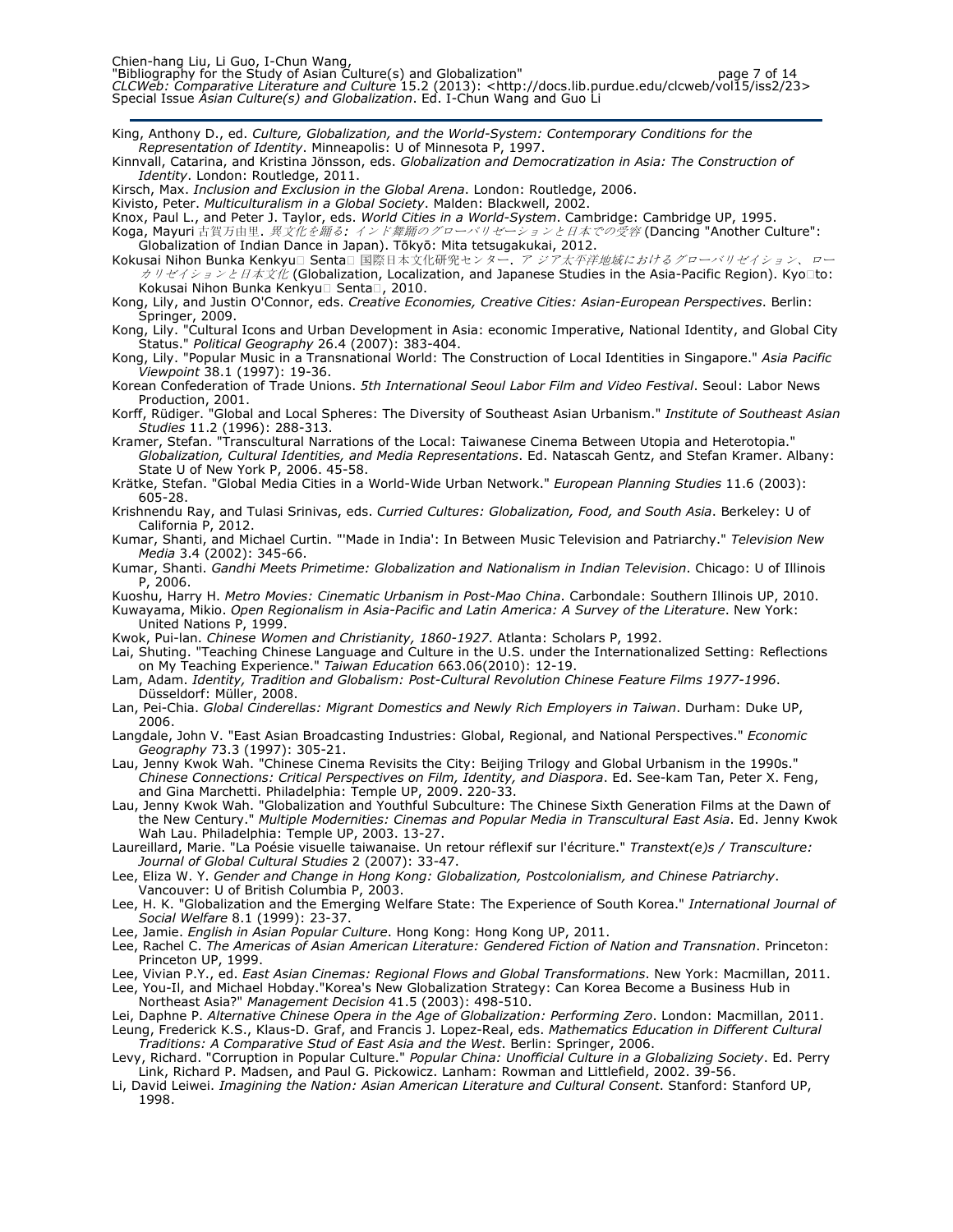King, Anthony D., ed. *Culture, Globalization, and the World-System: Contemporary Conditions for the Representation of Identity*. Minneapolis: U of Minnesota P, 1997.

Kinnvall, Catarina, and Kristina Jönsson, eds. *Globalization and Democratization in Asia: The Construction of Identity*. London: Routledge, 2011.

Kirsch, Max. *Inclusion and Exclusion in the Global Arena*. London: Routledge, 2006.

Kivisto, Peter. *Multiculturalism in a Global Society*. Malden: Blackwell, 2002.

Knox, Paul L., and Peter J. Taylor, eds. *World Cities in a World-System*. Cambridge: Cambridge UP, 1995.

Koga, Mayuri 古賀万由里. *異文化を踊る: インド舞踊のグローバリゼーションと日本での受容* (Dancing "Another Culture": Globalization of Indian Dance in Japan). Tōkyō: Mita tetsugakukai, 2012.

Kokusai Nihon Bunka Kenkyu□ Senta□ 国際日本文化研究センター. *アジア太平洋地域におけるグローバリゼイション、ローカリゼイションと日本文化* (Globalization, Localization, and Japanese Studies in the Asia-Pacific Region). Kyo□to: Kokusai Nihon Bunka Kenkyu□ Senta□, 2010.

Kong, Lily, and Justin O'Connor, eds. *Creative Economies, Creative Cities: Asian-European Perspectives*. Berlin: Springer, 2009.

Kong, Lily. "Cultural Icons and Urban Development in Asia: economic Imperative, National Identity, and Global City Status." *Political Geography* 26.4 (2007): 383-404.

Kong, Lily. "Popular Music in a Transnational World: The Construction of Local Identities in Singapore." *Asia Pacific Viewpoint* 38.1 (1997): 19-36.

Korean Confederation of Trade Unions. *5th International Seoul Labor Film and Video Festival*. Seoul: Labor News Production, 2001.

Korff, Rüdiger. "Global and Local Spheres: The Diversity of Southeast Asian Urbanism." *Institute of Southeast Asian Studies* 11.2 (1996): 288-313.

Kramer, Stefan. "Transcultural Narrations of the Local: Taiwanese Cinema Between Utopia and Heterotopia." *Globalization, Cultural Identities, and Media Representations*. Ed. Natascah Gentz, and Stefan Kramer. Albany: State U of New York P, 2006. 45-58.

Krätke, Stefan. "Global Media Cities in a World-Wide Urban Network." *European Planning Studies* 11.6 (2003): 605-28.

Krishnendu Ray, and Tulasi Srinivas, eds. *Curried Cultures: Globalization, Food, and South Asia*. Berkeley: U of California P, 2012.

Kumar, Shanti, and Michael Curtin. "'Made in India': In Between Music Television and Patriarchy." *Television New Media* 3.4 (2002): 345-66.

Kumar, Shanti. *Gandhi Meets Primetime: Globalization and Nationalism in Indian Television*. Chicago: U of Illinois P, 2006.

Kuoshu, Harry H. *Metro Movies: Cinematic Urbanism in Post-Mao China*. Carbondale: Southern Illinois UP, 2010.

Kuwayama, Mikio. *Open Regionalism in Asia-Pacific and Latin America: A Survey of the Literature*. New York: United Nations P, 1999.

Kwok, Pui-lan. *Chinese Women and Christianity, 1860-1927*. Atlanta: Scholars P, 1992.

Lai, Shuting. "Teaching Chinese Language and Culture in the U.S. under the Internationalized Setting: Reflections on My Teaching Experience." *Taiwan Education* 663.06(2010): 12-19.

Lam, Adam. *Identity, Tradition and Globalism: Post-Cultural Revolution Chinese Feature Films 1977-1996*. Düsseldorf: Müller, 2008.

Lan, Pei-Chia. *Global Cinderellas: Migrant Domestics and Newly Rich Employers in Taiwan*. Durham: Duke UP, 2006.

Langdale, John V. "East Asian Broadcasting Industries: Global, Regional, and National Perspectives." *Economic Geography* 73.3 (1997): 305-21.

Lau, Jenny Kwok Wah. "Chinese Cinema Revisits the City: Beijing Trilogy and Global Urbanism in the 1990s." *Chinese Connections: Critical Perspectives on Film, Identity, and Diaspora*. Ed. See-kam Tan, Peter X. Feng, and Gina Marchetti. Philadelphia: Temple UP, 2009. 220-33.

Lau, Jenny Kwok Wah. "Globalization and Youthful Subculture: The Chinese Sixth Generation Films at the Dawn of the New Century." *Multiple Modernities: Cinemas and Popular Media in Transcultural East Asia*. Ed. Jenny Kwok Wah Lau. Philadelphia: Temple UP, 2003. 13-27.

Laureillard, Marie. "La Poésie visuelle taiwanaise. Un retour réflexif sur l'écriture." *Transtext(e)s / Transculture: Journal of Global Cultural Studies* 2 (2007): 33-47.

Lee, Eliza W. Y. *Gender and Change in Hong Kong: Globalization, Postcolonialism, and Chinese Patriarchy*. Vancouver: U of British Columbia P, 2003.

Lee, H. K. "Globalization and the Emerging Welfare State: The Experience of South Korea." *International Journal of Social Welfare* 8.1 (1999): 23-37.

Lee, Jamie. *English in Asian Popular Culture*. Hong Kong: Hong Kong UP, 2011.

Lee, Rachel C. *The Americas of Asian American Literature: Gendered Fiction of Nation and Transnation*. Princeton: Princeton UP, 1999.

Lee, Vivian P.Y., ed. *East Asian Cinemas: Regional Flows and Global Transformations*. New York: Macmillan, 2011.

Lee, You-Il, and Michael Hobday."Korea's New Globalization Strategy: Can Korea Become a Business Hub in Northeast Asia?" *Management Decision* 41.5 (2003): 498-510.

Lei, Daphne P. *Alternative Chinese Opera in the Age of Globalization: Performing Zero*. London: Macmillan, 2011.

Leung, Frederick K.S., Klaus-D. Graf, and Francis J. Lopez-Real, eds. *Mathematics Education in Different Cultural Traditions: A Comparative Stud of East Asia and the West*. Berlin: Springer, 2006.

Levy, Richard. "Corruption in Popular Culture." *Popular China: Unofficial Culture in a Globalizing Society*. Ed. Perry Link, Richard P. Madsen, and Paul G. Pickowicz. Lanham: Rowman and Littlefield, 2002. 39-56.

Li, David Leiwei. *Imagining the Nation: Asian American Literature and Cultural Consent*. Stanford: Stanford UP, 1998.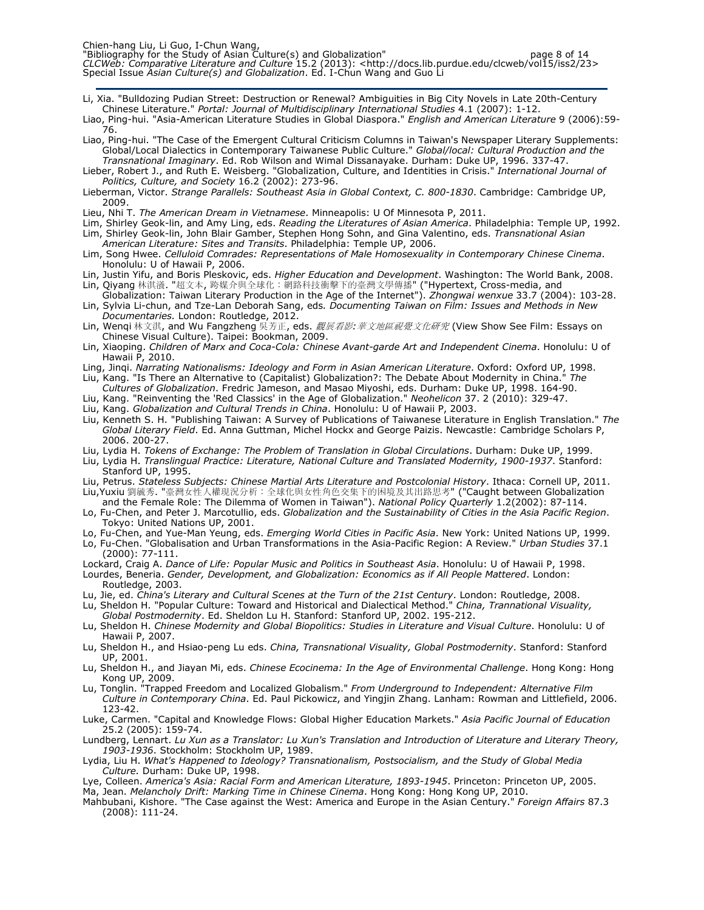Li, Xia. "Bulldozing Pudian Street: Destruction or Renewal? Ambiguities in Big City Novels in Late 20th-Century Chinese Literature." *Portal: Journal of Multidisciplinary International Studies* 4.1 (2007): 1-12.

Liao, Ping-hui. "Asia-American Literature Studies in Global Diaspora." *English and American Literature* 9 (2006):59-76.

Liao, Ping-hui. "The Case of the Emergent Cultural Criticism Columns in Taiwan's Newspaper Literary Supplements: Global/Local Dialectics in Contemporary Taiwanese Public Culture." *Global/local: Cultural Production and the Transnational Imaginary*. Ed. Rob Wilson and Wimal Dissanayake. Durham: Duke UP, 1996. 337-47.

Lieber, Robert J., and Ruth E. Weisberg. "Globalization, Culture, and Identities in Crisis." *International Journal of Politics, Culture, and Society* 16.2 (2002): 273-96.

Lieberman, Victor. *Strange Parallels: Southeast Asia in Global Context, C. 800-1830*. Cambridge: Cambridge UP, 2009.

Lieu, Nhi T. *The American Dream in Vietnamese*. Minneapolis: U Of Minnesota P, 2011.

Lim, Shirley Geok-lin, and Amy Ling, eds. *Reading the Literatures of Asian America*. Philadelphia: Temple UP, 1992.

Lim, Shirley Geok-lin, John Blair Gamber, Stephen Hong Sohn, and Gina Valentino, eds. *Transnational Asian American Literature: Sites and Transits*. Philadelphia: Temple UP, 2006.

Lim, Song Hwee. *Celluloid Comrades: Representations of Male Homosexuality in Contemporary Chinese Cinema*. Honolulu: U of Hawaii P, 2006.

Lin, Justin Yifu, and Boris Pleskovic, eds. *Higher Education and Development*. Washington: The World Bank, 2008.

Lin, Qiyang 林淇瀁. "超文本, 跨媒介與全球化：網路科技衝擊下的臺灣文學傳播" ("Hypertext, Cross-media, and Globalization: Taiwan Literary Production in the Age of the Internet"). *Zhongwai wenxue* 33.7 (2004): 103-28.

Lin, Sylvia Li-chun, and Tze-Lan Deborah Sang, eds*. Documenting Taiwan on Film: Issues and Methods in New Documentaries.* London: Routledge, 2012.

Lin, Wenqi 林文淇, and Wu Fangzheng 吳芳正, eds. *觀展看影: 華文地區視覺文化研究* (View Show See Film: Essays on Chinese Visual Culture). Taipei: Bookman, 2009.

Lin, Xiaoping. *Children of Marx and Coca-Cola: Chinese Avant-garde Art and Independent Cinema*. Honolulu: U of Hawaii P, 2010.

Ling, Jinqi. *Narrating Nationalisms: Ideology and Form in Asian American Literature*. Oxford: Oxford UP, 1998.

Liu, Kang. "Is There an Alternative to (Capitalist) Globalization?: The Debate About Modernity in China." *The Cultures of Globalization*. Fredric Jameson, and Masao Miyoshi, eds. Durham: Duke UP, 1998. 164-90.

Liu, Kang. "Reinventing the 'Red Classics' in the Age of Globalization." *Neohelicon* 37. 2 (2010): 329-47.

Liu, Kang. *Globalization and Cultural Trends in China*. Honolulu: U of Hawaii P, 2003.

Liu, Kenneth S. H. "Publishing Taiwan: A Survey of Publications of Taiwanese Literature in English Translation." *The Global Literary Field*. Ed. Anna Guttman, Michel Hockx and George Paizis. Newcastle: Cambridge Scholars P, 2006. 200-27.

Liu, Lydia H. *Tokens of Exchange: The Problem of Translation in Global Circulations*. Durham: Duke UP, 1999.

Liu, Lydia H. *Translingual Practice: Literature, National Culture and Translated Modernity, 1900-1937*. Stanford: Stanford UP, 1995.

Liu, Petrus. *Stateless Subjects: Chinese Martial Arts Literature and Postcolonial History*. Ithaca: Cornell UP, 2011.

Liu,Yuxiu 劉毓秀. "臺灣女性人權現況分析：全球化與女性角色交集下的困境及其出路思考" ("Caught between Globalization and the Female Role: The Dilemma of Women in Taiwan"). *National Policy Quarterly* 1.2(2002): 87-114.

Lo, Fu-Chen, and Peter J. Marcotullio, eds. *Globalization and the Sustainability of Cities in the Asia Pacific Region*. Tokyo: United Nations UP, 2001.

Lo, Fu-Chen, and Yue-Man Yeung, eds. *Emerging World Cities in Pacific Asia*. New York: United Nations UP, 1999.

Lo, Fu-Chen. "Globalisation and Urban Transformations in the Asia-Pacific Region: A Review." *Urban Studies* 37.1 (2000): 77-111.

Lockard, Craig A. *Dance of Life: Popular Music and Politics in Southeast Asia*. Honolulu: U of Hawaii P, 1998.

Lourdes, Beneria. *Gender, Development, and Globalization: Economics as if All People Mattered*. London: Routledge, 2003.

Lu, Jie, ed. *China's Literary and Cultural Scenes at the Turn of the 21st Century*. London: Routledge, 2008.

Lu, Sheldon H. "Popular Culture: Toward and Historical and Dialectical Method." *China, Trannational Visuality, Global Postmodernity*. Ed. Sheldon Lu H. Stanford: Stanford UP, 2002. 195-212.

Lu, Sheldon H. *Chinese Modernity and Global Biopolitics: Studies in Literature and Visual Culture*. Honolulu: U of Hawaii P, 2007.

Lu, Sheldon H., and Hsiao-peng Lu eds. *China, Transnational Visuality, Global Postmodernity*. Stanford: Stanford UP, 2001.

Lu, Sheldon H., and Jiayan Mi, eds. *Chinese Ecocinema: In the Age of Environmental Challenge*. Hong Kong: Hong Kong UP, 2009.

Lu, Tonglin. "Trapped Freedom and Localized Globalism." *From Underground to Independent: Alternative Film Culture in Contemporary China*. Ed. Paul Pickowicz, and Yingjin Zhang. Lanham: Rowman and Littlefield, 2006. 123-42.

Luke, Carmen. "Capital and Knowledge Flows: Global Higher Education Markets." *Asia Pacific Journal of Education* 25.2 (2005): 159-74.

Lundberg, Lennart. *Lu Xun as a Translator: Lu Xun's Translation and Introduction of Literature and Literary Theory, 1903-1936*. Stockholm: Stockholm UP, 1989.

Lydia, Liu H. *What's Happened to Ideology? Transnationalism, Postsocialism, and the Study of Global Media Culture.* Durham: Duke UP, 1998.

Lye, Colleen. *America's Asia: Racial Form and American Literature, 1893-1945*. Princeton: Princeton UP, 2005.

Ma, Jean. *Melancholy Drift: Marking Time in Chinese Cinema*. Hong Kong: Hong Kong UP, 2010.

Mahbubani, Kishore. "The Case against the West: America and Europe in the Asian Century." *Foreign Affairs* 87.3 (2008): 111-24.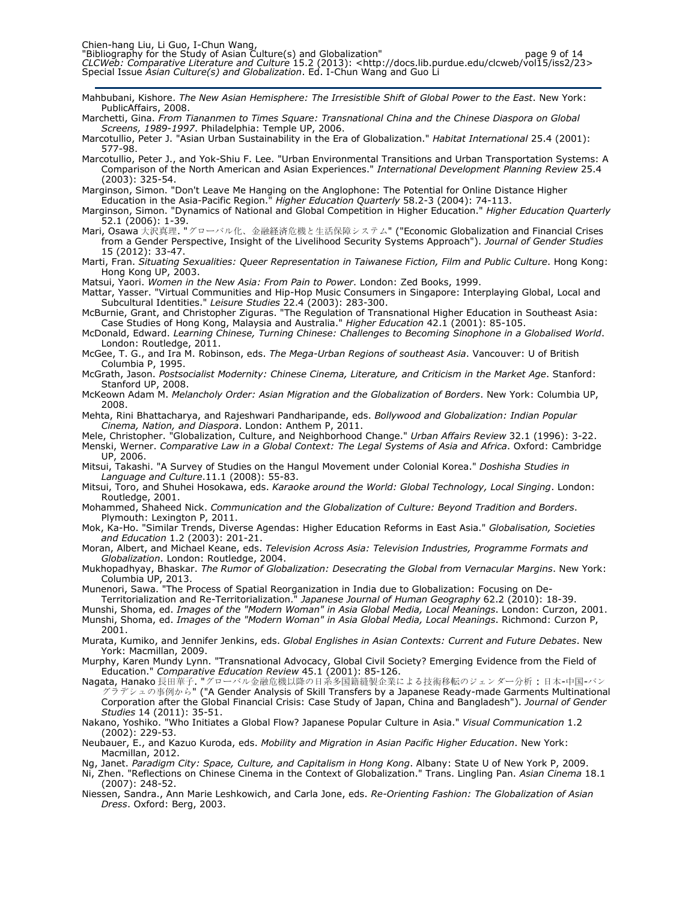Mahbubani, Kishore. *The New Asian Hemisphere: The Irresistible Shift of Global Power to the East*. New York: PublicAffairs, 2008.

Marchetti, Gina. *From Tiananmen to Times Square: Transnational China and the Chinese Diaspora on Global Screens, 1989-1997*. Philadelphia: Temple UP, 2006.

Marcotullio, Peter J. "Asian Urban Sustainability in the Era of Globalization." *Habitat International* 25.4 (2001): 577-98.

Marcotullio, Peter J., and Yok-Shiu F. Lee. "Urban Environmental Transitions and Urban Transportation Systems: A Comparison of the North American and Asian Experiences." *International Development Planning Review* 25.4 (2003): 325-54.

Marginson, Simon. "Don't Leave Me Hanging on the Anglophone: The Potential for Online Distance Higher Education in the Asia-Pacific Region." *Higher Education Quarterly* 58.2-3 (2004): 74-113.

Marginson, Simon. "Dynamics of National and Global Competition in Higher Education." *Higher Education Quarterly* 52.1 (2006): 1-39.

Mari, Osawa 大沢真理. "グローバル化、金融経済危機と生活保障システム" ("Economic Globalization and Financial Crises from a Gender Perspective, Insight of the Livelihood Security Systems Approach"). *Journal of Gender Studies* 15 (2012): 33-47.

Marti, Fran. *Situating Sexualities: Queer Representation in Taiwanese Fiction, Film and Public Culture*. Hong Kong: Hong Kong UP, 2003.

Matsui, Yaori. *Women in the New Asia: From Pain to Power*. London: Zed Books, 1999.

Mattar, Yasser. "Virtual Communities and Hip-Hop Music Consumers in Singapore: Interplaying Global, Local and Subcultural Identities." *Leisure Studies* 22.4 (2003): 283-300.

McBurnie, Grant, and Christopher Ziguras. "The Regulation of Transnational Higher Education in Southeast Asia: Case Studies of Hong Kong, Malaysia and Australia." *Higher Education* 42.1 (2001): 85-105.

McDonald, Edward. *Learning Chinese, Turning Chinese: Challenges to Becoming Sinophone in a Globalised World*. London: Routledge, 2011.

McGee, T. G., and Ira M. Robinson, eds. *The Mega-Urban Regions of southeast Asia*. Vancouver: U of British Columbia P, 1995.

McGrath, Jason. *Postsocialist Modernity: Chinese Cinema, Literature, and Criticism in the Market Age*. Stanford: Stanford UP, 2008.

McKeown Adam M. *Melancholy Order: Asian Migration and the Globalization of Borders*. New York: Columbia UP, 2008.

Mehta, Rini Bhattacharya, and Rajeshwari Pandharipande, eds. *Bollywood and Globalization: Indian Popular Cinema, Nation, and Diaspora*. London: Anthem P, 2011.

Mele, Christopher. "Globalization, Culture, and Neighborhood Change." *Urban Affairs Review* 32.1 (1996): 3-22.

Menski, Werner. *Comparative Law in a Global Context: The Legal Systems of Asia and Africa*. Oxford: Cambridge UP, 2006.

Mitsui, Takashi. "A Survey of Studies on the Hangul Movement under Colonial Korea." *Doshisha Studies in Language and Culture*.11.1 (2008): 55-83.

Mitsui, Toro, and Shuhei Hosokawa, eds. *Karaoke around the World: Global Technology, Local Singing*. London: Routledge, 2001.

Mohammed, Shaheed Nick. *Communication and the Globalization of Culture: Beyond Tradition and Borders*. Plymouth: Lexington P, 2011.

Mok, Ka-Ho. "Similar Trends, Diverse Agendas: Higher Education Reforms in East Asia." *Globalisation, Societies and Education* 1.2 (2003): 201-21.

Moran, Albert, and Michael Keane, eds. *Television Across Asia: Television Industries, Programme Formats and Globalization*. London: Routledge, 2004.

Mukhopadhyay, Bhaskar. *The Rumor of Globalization: Desecrating the Global from Vernacular Margins*. New York: Columbia UP, 2013.

Munenori, Sawa. "The Process of Spatial Reorganization in India due to Globalization: Focusing on De-Territorialization and Re-Territorialization." *Japanese Journal of Human Geography* 62.2 (2010): 18-39.

Munshi, Shoma, ed. *Images of the "Modern Woman" in Asia Global Media, Local Meanings*. London: Curzon, 2001.

Munshi, Shoma, ed. *Images of the "Modern Woman" in Asia Global Media, Local Meanings*. Richmond: Curzon P, 2001.

Murata, Kumiko, and Jennifer Jenkins, eds. *Global Englishes in Asian Contexts: Current and Future Debates*. New York: Macmillan, 2009.

Murphy, Karen Mundy Lynn. "Transnational Advocacy, Global Civil Society? Emerging Evidence from the Field of Education." *Comparative Education Review* 45.1 (2001): 85-126.

Nagata, Hanako 長田華子. "グローバル金融危機以降の日系多国籍縫製企業による技術移転のジェンダー分析：日本-中国-バングラデシュの事例から" ("A Gender Analysis of Skill Transfers by a Japanese Ready-made Garments Multinational Corporation after the Global Financial Crisis: Case Study of Japan, China and Bangladesh"). *Journal of Gender Studies* 14 (2011): 35-51.

Nakano, Yoshiko. "Who Initiates a Global Flow? Japanese Popular Culture in Asia." *Visual Communication* 1.2 (2002): 229-53.

Neubauer, E., and Kazuo Kuroda, eds. *Mobility and Migration in Asian Pacific Higher Education*. New York: Macmillan, 2012.

Ng, Janet. *Paradigm City: Space, Culture, and Capitalism in Hong Kong*. Albany: State U of New York P, 2009.

Ni, Zhen. "Reflections on Chinese Cinema in the Context of Globalization." Trans. Lingling Pan. *Asian Cinema* 18.1 (2007): 248-52.

Niessen, Sandra., Ann Marie Leshkowich, and Carla Jone, eds. *Re-Orienting Fashion: The Globalization of Asian Dress*. Oxford: Berg, 2003.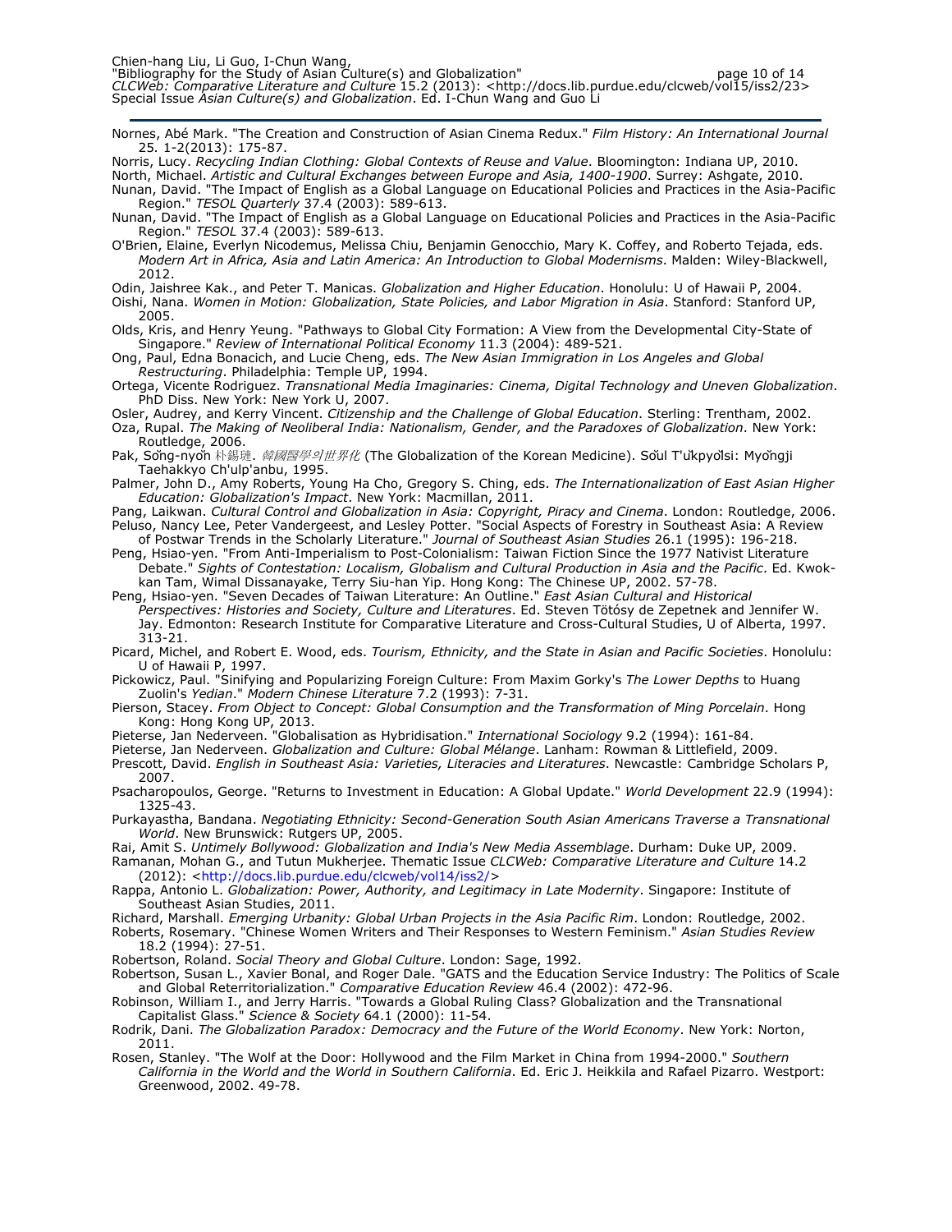Nornes, Abé Mark. "The Creation and Construction of Asian Cinema Redux." *Film History: An International Journal* 25. 1-2(2013): 175-87.

Norris, Lucy. *Recycling Indian Clothing: Global Contexts of Reuse and Value*. Bloomington: Indiana UP, 2010.

North, Michael. *Artistic and Cultural Exchanges between Europe and Asia, 1400-1900*. Surrey: Ashgate, 2010.

Nunan, David. "The Impact of English as a Global Language on Educational Policies and Practices in the Asia-Pacific Region." *TESOL Quarterly* 37.4 (2003): 589-613.

Nunan, David. "The Impact of English as a Global Language on Educational Policies and Practices in the Asia-Pacific Region." *TESOL* 37.4 (2003): 589-613.

O'Brien, Elaine, Everlyn Nicodemus, Melissa Chiu, Benjamin Genocchio, Mary K. Coffey, and Roberto Tejada, eds. *Modern Art in Africa, Asia and Latin America: An Introduction to Global Modernisms*. Malden: Wiley-Blackwell, 2012.

Odin, Jaishree Kak., and Peter T. Manicas. *Globalization and Higher Education*. Honolulu: U of Hawaii P, 2004.

Oishi, Nana. *Women in Motion: Globalization, State Policies, and Labor Migration in Asia*. Stanford: Stanford UP, 2005.

Olds, Kris, and Henry Yeung. "Pathways to Global City Formation: A View from the Developmental City-State of Singapore." *Review of International Political Economy* 11.3 (2004): 489-521.

Ong, Paul, Edna Bonacich, and Lucie Cheng, eds. *The New Asian Immigration in Los Angeles and Global Restructuring*. Philadelphia: Temple UP, 1994.

Ortega, Vicente Rodriguez. *Transnational Media Imaginaries: Cinema, Digital Technology and Uneven Globalization*. PhD Diss. New York: New York U, 2007.

Osler, Audrey, and Kerry Vincent. *Citizenship and the Challenge of Global Education*. Sterling: Trentham, 2002.

Oza, Rupal. *The Making of Neoliberal India: Nationalism, Gender, and the Paradoxes of Globalization*. New York: Routledge, 2006.

Pak, Sŏng-nyŏn 朴錫璉. *韓國醫學의世界化* (The Globalization of the Korean Medicine). Sŏul T'ŭkpyŏlsi: Myŏngji Taehakkyo Ch'ulp'anbu, 1995.

Palmer, John D., Amy Roberts, Young Ha Cho, Gregory S. Ching, eds. *The Internationalization of East Asian Higher Education: Globalization's Impact*. New York: Macmillan, 2011.

Pang, Laikwan. *Cultural Control and Globalization in Asia: Copyright, Piracy and Cinema*. London: Routledge, 2006.

Peluso, Nancy Lee, Peter Vandergeest, and Lesley Potter. "Social Aspects of Forestry in Southeast Asia: A Review of Postwar Trends in the Scholarly Literature." *Journal of Southeast Asian Studies* 26.1 (1995): 196-218.

Peng, Hsiao-yen. "From Anti-Imperialism to Post-Colonialism: Taiwan Fiction Since the 1977 Nativist Literature Debate." *Sights of Contestation: Localism, Globalism and Cultural Production in Asia and the Pacific*. Ed. Kwok-kan Tam, Wimal Dissanayake, Terry Siu-han Yip. Hong Kong: The Chinese UP, 2002. 57-78.

Peng, Hsiao-yen. "Seven Decades of Taiwan Literature: An Outline." *East Asian Cultural and Historical Perspectives: Histories and Society, Culture and Literatures*. Ed. Steven Tötösy de Zepetnek and Jennifer W. Jay. Edmonton: Research Institute for Comparative Literature and Cross-Cultural Studies, U of Alberta, 1997. 313-21.

Picard, Michel, and Robert E. Wood, eds. *Tourism, Ethnicity, and the State in Asian and Pacific Societies*. Honolulu: U of Hawaii P, 1997.

Pickowicz, Paul. "Sinifying and Popularizing Foreign Culture: From Maxim Gorky's *The Lower Depths* to Huang Zuolin's *Yedian*." *Modern Chinese Literature* 7.2 (1993): 7-31.

Pierson, Stacey. *From Object to Concept: Global Consumption and the Transformation of Ming Porcelain*. Hong Kong: Hong Kong UP, 2013.

Pieterse, Jan Nederveen. "Globalisation as Hybridisation." *International Sociology* 9.2 (1994): 161-84.

Pieterse, Jan Nederveen. *Globalization and Culture: Global Mélange*. Lanham: Rowman & Littlefield, 2009.

Prescott, David. *English in Southeast Asia: Varieties, Literacies and Literatures*. Newcastle: Cambridge Scholars P, 2007.

Psacharopoulos, George. "Returns to Investment in Education: A Global Update." *World Development* 22.9 (1994): 1325-43.

Purkayastha, Bandana. *Negotiating Ethnicity: Second-Generation South Asian Americans Traverse a Transnational World*. New Brunswick: Rutgers UP, 2005.

Rai, Amit S. *Untimely Bollywood: Globalization and India's New Media Assemblage*. Durham: Duke UP, 2009.

Ramanan, Mohan G., and Tutun Mukherjee. Thematic Issue *CLCWeb: Comparative Literature and Culture* 14.2 (2012): <http://docs.lib.purdue.edu/clcweb/vol14/iss2/>

Rappa, Antonio L. *Globalization: Power, Authority, and Legitimacy in Late Modernity*. Singapore: Institute of Southeast Asian Studies, 2011.

Richard, Marshall. *Emerging Urbanity: Global Urban Projects in the Asia Pacific Rim*. London: Routledge, 2002.

Roberts, Rosemary. "Chinese Women Writers and Their Responses to Western Feminism." *Asian Studies Review* 18.2 (1994): 27-51.

Robertson, Roland. *Social Theory and Global Culture*. London: Sage, 1992.

Robertson, Susan L., Xavier Bonal, and Roger Dale. "GATS and the Education Service Industry: The Politics of Scale and Global Reterritorialization." *Comparative Education Review* 46.4 (2002): 472-96.

Robinson, William I., and Jerry Harris. "Towards a Global Ruling Class? Globalization and the Transnational Capitalist Glass." *Science & Society* 64.1 (2000): 11-54.

Rodrik, Dani. *The Globalization Paradox: Democracy and the Future of the World Economy*. New York: Norton, 2011.

Rosen, Stanley. "The Wolf at the Door: Hollywood and the Film Market in China from 1994-2000." *Southern California in the World and the World in Southern California*. Ed. Eric J. Heikkila and Rafael Pizarro. Westport: Greenwood, 2002. 49-78.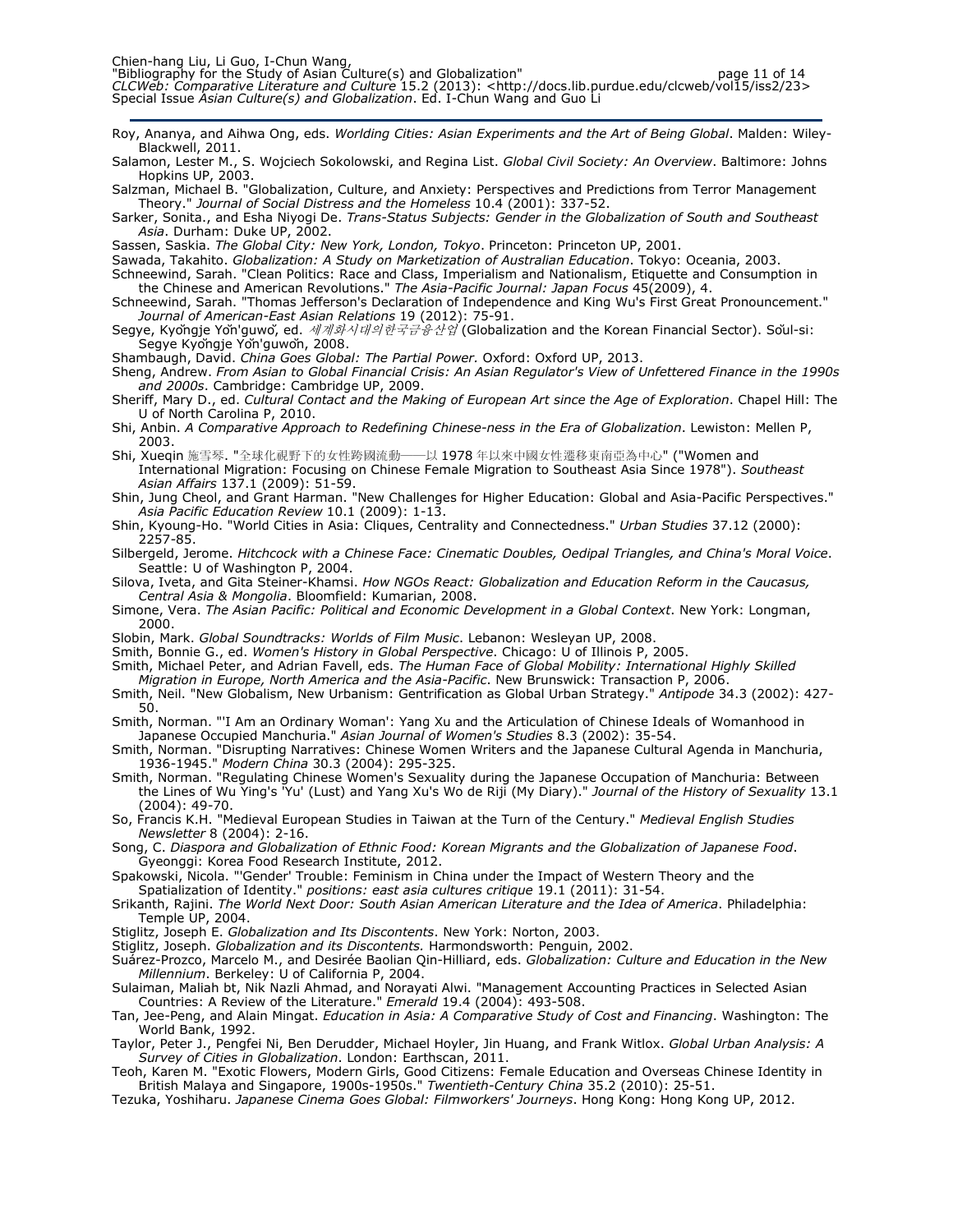Roy, Ananya, and Aihwa Ong, eds. *Worlding Cities: Asian Experiments and the Art of Being Global*. Malden: Wiley-Blackwell, 2011.

Salamon, Lester M., S. Wojciech Sokolowski, and Regina List. *Global Civil Society: An Overview*. Baltimore: Johns Hopkins UP, 2003.

Salzman, Michael B. "Globalization, Culture, and Anxiety: Perspectives and Predictions from Terror Management Theory." *Journal of Social Distress and the Homeless* 10.4 (2001): 337-52.

Sarker, Sonita., and Esha Niyogi De. *Trans-Status Subjects: Gender in the Globalization of South and Southeast Asia*. Durham: Duke UP, 2002.

Sassen, Saskia. *The Global City: New York, London, Tokyo*. Princeton: Princeton UP, 2001.

Sawada, Takahito. *Globalization: A Study on Marketization of Australian Education*. Tokyo: Oceania, 2003.

Schneewind, Sarah. "Clean Politics: Race and Class, Imperialism and Nationalism, Etiquette and Consumption in the Chinese and American Revolutions." *The Asia-Pacific Journal: Japan Focus* 45(2009), 4.

Schneewind, Sarah. "Thomas Jefferson's Declaration of Independence and King Wu's First Great Pronouncement." *Journal of American-East Asian Relations* 19 (2012): 75-91.

Segye, Kyŏngje Yŏn'guwŏ, ed. *세계화시대의한국금융산업* (Globalization and the Korean Financial Sector). Sŏul-si: Segye Kyŏngje Yŏn'guwŏn, 2008.

Shambaugh, David. *China Goes Global: The Partial Power.* Oxford: Oxford UP, 2013.

Sheng, Andrew. *From Asian to Global Financial Crisis: An Asian Regulator's View of Unfettered Finance in the 1990s and 2000s*. Cambridge: Cambridge UP, 2009.

Sheriff, Mary D., ed. *Cultural Contact and the Making of European Art since the Age of Exploration*. Chapel Hill: The U of North Carolina P, 2010.

Shi, Anbin. *A Comparative Approach to Redefining Chinese-ness in the Era of Globalization*. Lewiston: Mellen P, 2003.

Shi, Xueqin 施雪琴. "全球化視野下的女性跨國流動——以 1978 年以來中國女性遷移東南亞為中心" ("Women and International Migration: Focusing on Chinese Female Migration to Southeast Asia Since 1978"). *Southeast Asian Affairs* 137.1 (2009): 51-59.

Shin, Jung Cheol, and Grant Harman. "New Challenges for Higher Education: Global and Asia-Pacific Perspectives." *Asia Pacific Education Review* 10.1 (2009): 1-13.

Shin, Kyoung-Ho. "World Cities in Asia: Cliques, Centrality and Connectedness." *Urban Studies* 37.12 (2000): 2257-85.

Silbergeld, Jerome. *Hitchcock with a Chinese Face: Cinematic Doubles, Oedipal Triangles, and China's Moral Voice*. Seattle: U of Washington P, 2004.

Silova, Iveta, and Gita Steiner-Khamsi. *How NGOs React: Globalization and Education Reform in the Caucasus, Central Asia & Mongolia*. Bloomfield: Kumarian, 2008.

Simone, Vera. *The Asian Pacific: Political and Economic Development in a Global Context*. New York: Longman, 2000.

Slobin, Mark. *Global Soundtracks: Worlds of Film Music*. Lebanon: Wesleyan UP, 2008.

Smith, Bonnie G., ed. *Women's History in Global Perspective*. Chicago: U of Illinois P, 2005.

Smith, Michael Peter, and Adrian Favell, eds. *The Human Face of Global Mobility: International Highly Skilled Migration in Europe, North America and the Asia-Pacific*. New Brunswick: Transaction P, 2006.

Smith, Neil. "New Globalism, New Urbanism: Gentrification as Global Urban Strategy." *Antipode* 34.3 (2002): 427-50.

Smith, Norman. "'I Am an Ordinary Woman': Yang Xu and the Articulation of Chinese Ideals of Womanhood in Japanese Occupied Manchuria." *Asian Journal of Women's Studies* 8.3 (2002): 35-54.

Smith, Norman. "Disrupting Narratives: Chinese Women Writers and the Japanese Cultural Agenda in Manchuria, 1936-1945." *Modern China* 30.3 (2004): 295-325.

Smith, Norman. "Regulating Chinese Women's Sexuality during the Japanese Occupation of Manchuria: Between the Lines of Wu Ying's 'Yu' (Lust) and Yang Xu's Wo de Riji (My Diary)." *Journal of the History of Sexuality* 13.1 (2004): 49-70.

So, Francis K.H. "Medieval European Studies in Taiwan at the Turn of the Century." *Medieval English Studies Newsletter* 8 (2004): 2-16.

Song, C. *Diaspora and Globalization of Ethnic Food: Korean Migrants and the Globalization of Japanese Food*. Gyeonggi: Korea Food Research Institute, 2012.

Spakowski, Nicola. "'Gender' Trouble: Feminism in China under the Impact of Western Theory and the Spatialization of Identity." *positions: east asia cultures critique* 19.1 (2011): 31-54.

Srikanth, Rajini. *The World Next Door: South Asian American Literature and the Idea of America*. Philadelphia: Temple UP, 2004.

Stiglitz, Joseph E. *Globalization and Its Discontents*. New York: Norton, 2003.

Stiglitz, Joseph. *Globalization and its Discontents.* Harmondsworth: Penguin, 2002.

Suárez-Prozco, Marcelo M., and Desirée Baolian Qin-Hilliard, eds. *Globalization: Culture and Education in the New Millennium*. Berkeley: U of California P, 2004.

Sulaiman, Maliah bt, Nik Nazli Ahmad, and Norayati Alwi. "Management Accounting Practices in Selected Asian Countries: A Review of the Literature." *Emerald* 19.4 (2004): 493-508.

Tan, Jee-Peng, and Alain Mingat. *Education in Asia: A Comparative Study of Cost and Financing*. Washington: The World Bank, 1992.

Taylor, Peter J., Pengfei Ni, Ben Derudder, Michael Hoyler, Jin Huang, and Frank Witlox. *Global Urban Analysis: A Survey of Cities in Globalization*. London: Earthscan, 2011.

Teoh, Karen M. "Exotic Flowers, Modern Girls, Good Citizens: Female Education and Overseas Chinese Identity in British Malaya and Singapore, 1900s-1950s." *Twentieth-Century China* 35.2 (2010): 25-51.

Tezuka, Yoshiharu. *Japanese Cinema Goes Global: Filmworkers' Journeys*. Hong Kong: Hong Kong UP, 2012.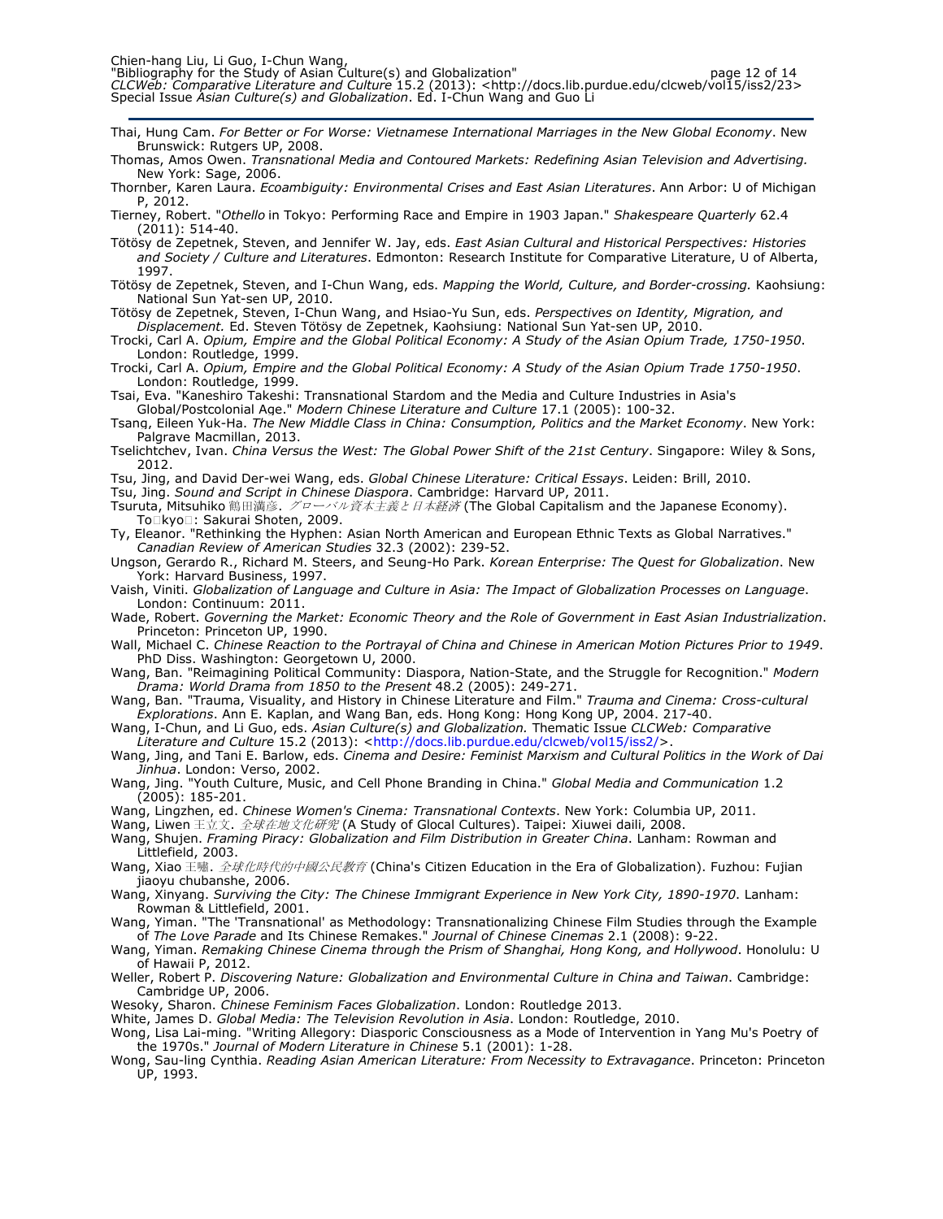Thai, Hung Cam. *For Better or For Worse: Vietnamese International Marriages in the New Global Economy*. New Brunswick: Rutgers UP, 2008.

Thomas, Amos Owen. *Transnational Media and Contoured Markets: Redefining Asian Television and Advertising.* New York: Sage, 2006.

Thornber, Karen Laura. *Ecoambiguity: Environmental Crises and East Asian Literatures*. Ann Arbor: U of Michigan P, 2012.

Tierney, Robert. "*Othello* in Tokyo: Performing Race and Empire in 1903 Japan." *Shakespeare Quarterly* 62.4 (2011): 514-40.

Tötösy de Zepetnek, Steven, and Jennifer W. Jay, eds. *East Asian Cultural and Historical Perspectives: Histories and Society / Culture and Literatures*. Edmonton: Research Institute for Comparative Literature, U of Alberta, 1997.

Tötösy de Zepetnek, Steven, and I-Chun Wang, eds. *Mapping the World, Culture, and Border-crossing.* Kaohsiung: National Sun Yat-sen UP, 2010.

Tötösy de Zepetnek, Steven, I-Chun Wang, and Hsiao-Yu Sun, eds. *Perspectives on Identity, Migration, and Displacement.* Ed. Steven Tötösy de Zepetnek, Kaohsiung: National Sun Yat-sen UP, 2010.

Trocki, Carl A. *Opium, Empire and the Global Political Economy: A Study of the Asian Opium Trade, 1750-1950*. London: Routledge, 1999.

Trocki, Carl A. *Opium, Empire and the Global Political Economy: A Study of the Asian Opium Trade 1750-1950*. London: Routledge, 1999.

Tsai, Eva. "Kaneshiro Takeshi: Transnational Stardom and the Media and Culture Industries in Asia's Global/Postcolonial Age." *Modern Chinese Literature and Culture* 17.1 (2005): 100-32.

Tsang, Eileen Yuk-Ha. *The New Middle Class in China: Consumption, Politics and the Market Economy*. New York: Palgrave Macmillan, 2013.

Tselichtchev, Ivan. *China Versus the West: The Global Power Shift of the 21st Century*. Singapore: Wiley & Sons, 2012.

Tsu, Jing, and David Der-wei Wang, eds. *Global Chinese Literature: Critical Essays*. Leiden: Brill, 2010.

Tsu, Jing. *Sound and Script in Chinese Diaspora*. Cambridge: Harvard UP, 2011.

Tsuruta, Mitsuhiko 鶴田満彦. *グローバル資本主義と日本経済* (The Global Capitalism and the Japanese Economy). To□kyo□: Sakurai Shoten, 2009.

Ty, Eleanor. "Rethinking the Hyphen: Asian North American and European Ethnic Texts as Global Narratives." *Canadian Review of American Studies* 32.3 (2002): 239-52.

Ungson, Gerardo R., Richard M. Steers, and Seung-Ho Park. *Korean Enterprise: The Quest for Globalization*. New York: Harvard Business, 1997.

Vaish, Viniti. *Globalization of Language and Culture in Asia: The Impact of Globalization Processes on Language*. London: Continuum: 2011.

Wade, Robert. *Governing the Market: Economic Theory and the Role of Government in East Asian Industrialization*. Princeton: Princeton UP, 1990.

Wall, Michael C. *Chinese Reaction to the Portrayal of China and Chinese in American Motion Pictures Prior to 1949*. PhD Diss. Washington: Georgetown U, 2000.

Wang, Ban. "Reimagining Political Community: Diaspora, Nation-State, and the Struggle for Recognition." *Modern Drama: World Drama from 1850 to the Present* 48.2 (2005): 249-271.

Wang, Ban. "Trauma, Visuality, and History in Chinese Literature and Film." *Trauma and Cinema: Cross-cultural Explorations*. Ann E. Kaplan, and Wang Ban, eds. Hong Kong: Hong Kong UP, 2004. 217-40.

Wang, I-Chun, and Li Guo, eds. *Asian Culture(s) and Globalization.* Thematic Issue *CLCWeb: Comparative Literature and Culture* 15.2 (2013): <http://docs.lib.purdue.edu/clcweb/vol15/iss2/>.

Wang, Jing, and Tani E. Barlow, eds. *Cinema and Desire: Feminist Marxism and Cultural Politics in the Work of Dai Jinhua*. London: Verso, 2002.

Wang, Jing. "Youth Culture, Music, and Cell Phone Branding in China." *Global Media and Communication* 1.2 (2005): 185-201.

Wang, Lingzhen, ed. *Chinese Women's Cinema: Transnational Contexts*. New York: Columbia UP, 2011.

Wang, Liwen 王立文. *全球在地文化研究* (A Study of Glocal Cultures). Taipei: Xiuwei daili, 2008.

Wang, Shujen. *Framing Piracy: Globalization and Film Distribution in Greater China*. Lanham: Rowman and Littlefield, 2003.

Wang, Xiao 王曉. *全球化時代的中國公民教育* (China's Citizen Education in the Era of Globalization). Fuzhou: Fujian jiaoyu chubanshe, 2006.

Wang, Xinyang. *Surviving the City: The Chinese Immigrant Experience in New York City, 1890-1970*. Lanham: Rowman & Littlefield, 2001.

Wang, Yiman. "The 'Transnational' as Methodology: Transnationalizing Chinese Film Studies through the Example of *The Love Parade* and Its Chinese Remakes." *Journal of Chinese Cinemas* 2.1 (2008): 9-22.

Wang, Yiman. *Remaking Chinese Cinema through the Prism of Shanghai, Hong Kong, and Hollywood*. Honolulu: U of Hawaii P, 2012.

Weller, Robert P. *Discovering Nature: Globalization and Environmental Culture in China and Taiwan*. Cambridge: Cambridge UP, 2006.

Wesoky, Sharon. *Chinese Feminism Faces Globalization*. London: Routledge 2013.

White, James D. *Global Media: The Television Revolution in Asia*. London: Routledge, 2010.

Wong, Lisa Lai-ming. "Writing Allegory: Diasporic Consciousness as a Mode of Intervention in Yang Mu's Poetry of the 1970s." *Journal of Modern Literature in Chinese* 5.1 (2001): 1-28.

Wong, Sau-ling Cynthia. *Reading Asian American Literature: From Necessity to Extravagance*. Princeton: Princeton UP, 1993.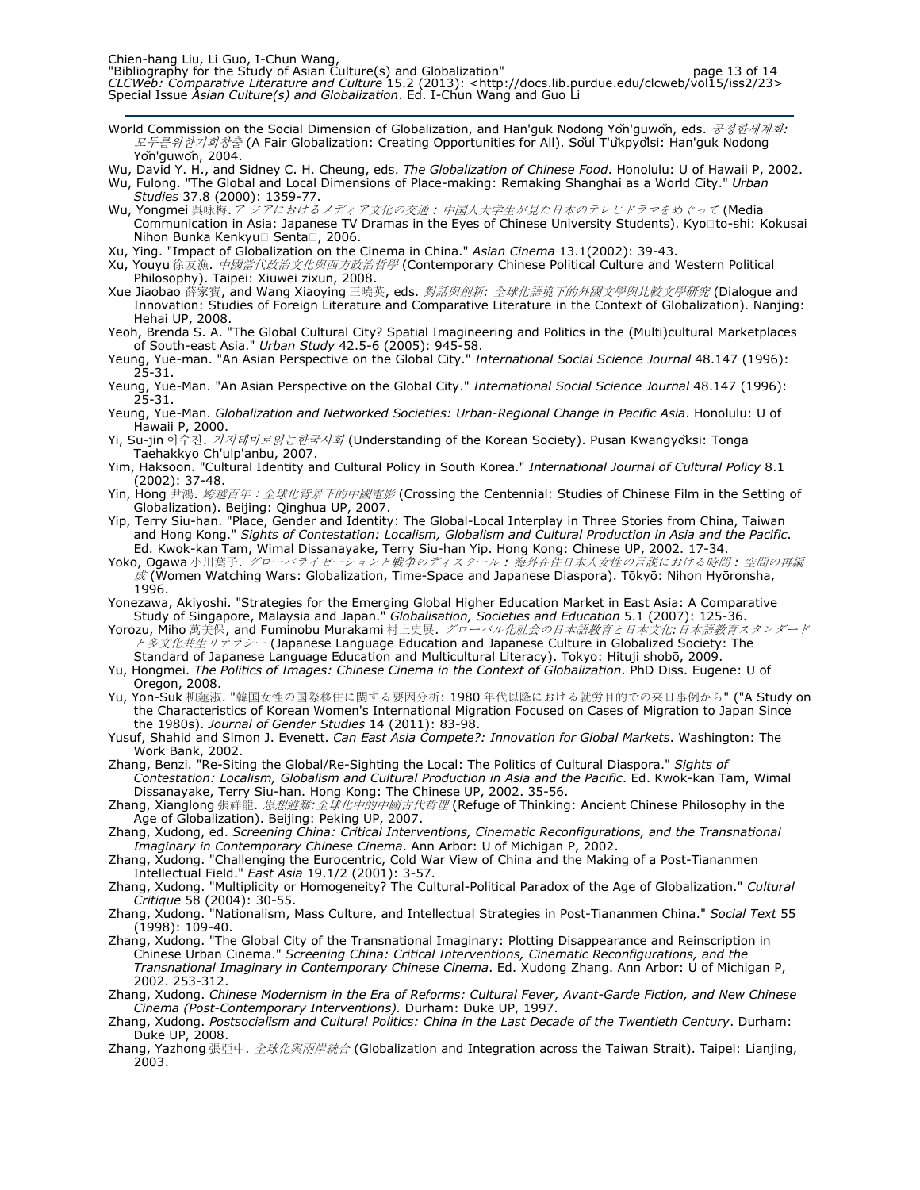World Commission on the Social Dimension of Globalization, and Han'guk Nodong Yŏn'guwŏn, eds. *공정한세계화: 모두를위한기회창출* (A Fair Globalization: Creating Opportunities for All). Sŏul T'ŭkpyŏlsi: Han'guk Nodong Yŏn'guwŏn, 2004.

Wu, David Y. H., and Sidney C. H. Cheung, eds. *The Globalization of Chinese Food*. Honolulu: U of Hawaii P, 2002.

Wu, Fulong. "The Global and Local Dimensions of Place-making: Remaking Shanghai as a World City." *Urban Studies* 37.8 (2000): 1359-77.

Wu, Yongmei 呉咏梅. *アジアにおけるメディア文化の交通：中国人大学生が見た日本のテレビドラマをめぐって* (Media Communication in Asia: Japanese TV Dramas in the Eyes of Chinese University Students). Kyo□to-shi: Kokusai Nihon Bunka Kenkyu□ Senta□, 2006.

Xu, Ying. "Impact of Globalization on the Cinema in China." *Asian Cinema* 13.1(2002): 39-43.

Xu, Youyu 徐友漁. *中國當代政治文化與西方政治哲學* (Contemporary Chinese Political Culture and Western Political Philosophy). Taipei: Xiuwei zixun, 2008.

Xue Jiaobao 薛家寶, and Wang Xiaoying 王曉英, eds. *對話與創新: 全球化語境下的外國文學與比較文學研究* (Dialogue and Innovation: Studies of Foreign Literature and Comparative Literature in the Context of Globalization). Nanjing: Hehai UP, 2008.

Yeoh, Brenda S. A. "The Global Cultural City? Spatial Imagineering and Politics in the (Multi)cultural Marketplaces of South-east Asia." *Urban Study* 42.5-6 (2005): 945-58.

Yeung, Yue-man. "An Asian Perspective on the Global City." *International Social Science Journal* 48.147 (1996): 25-31.

Yeung, Yue-Man. "An Asian Perspective on the Global City." *International Social Science Journal* 48.147 (1996): 25-31.

Yeung, Yue-Man. *Globalization and Networked Societies: Urban-Regional Change in Pacific Asia*. Honolulu: U of Hawaii P, 2000.

Yi, Su-jin 이수진. *가지테마로읽는한국사회* (Understanding of the Korean Society). Pusan Kwangyŏksi: Tonga Taehakkyo Ch'ulp'anbu, 2007.

Yim, Haksoon. "Cultural Identity and Cultural Policy in South Korea." *International Journal of Cultural Policy* 8.1 (2002): 37-48.

Yin, Hong 尹鴻. *跨越百年：全球化背景下的中國電影* (Crossing the Centennial: Studies of Chinese Film in the Setting of Globalization). Beijing: Qinghua UP, 2007.

Yip, Terry Siu-han. "Place, Gender and Identity: The Global-Local Interplay in Three Stories from China, Taiwan and Hong Kong." *Sights of Contestation: Localism, Globalism and Cultural Production in Asia and the Pacific*. Ed. Kwok-kan Tam, Wimal Dissanayake, Terry Siu-han Yip. Hong Kong: Chinese UP, 2002. 17-34.

Yoko, Ogawa 小川葉子. *グローバライゼーションと戦争のディスクール：海外在住日本人女性の言説における時間：空間の再編成* (Women Watching Wars: Globalization, Time-Space and Japanese Diaspora). Tōkyō: Nihon Hyōronsha, 1996.

Yonezawa, Akiyoshi. "Strategies for the Emerging Global Higher Education Market in East Asia: A Comparative Study of Singapore, Malaysia and Japan." *Globalisation, Societies and Education* 5.1 (2007): 125-36.

Yorozu, Miho 萬美保, and Fuminobu Murakami 村上史展. *グローバル化社会の日本語教育と日本文化: 日本語教育スタンダードと多文化共生リテラシー* (Japanese Language Education and Japanese Culture in Globalized Society: The Standard of Japanese Language Education and Multicultural Literacy). Tokyo: Hituji shobō, 2009.

Yu, Hongmei. *The Politics of Images: Chinese Cinema in the Context of Globalization*. PhD Diss. Eugene: U of Oregon, 2008.

Yu, Yon-Suk 柳蓮淑. "韓国女性の国際移住に関する要因分析: 1980 年代以降における就労目的での来日事例から" ("A Study on the Characteristics of Korean Women's International Migration Focused on Cases of Migration to Japan Since the 1980s). *Journal of Gender Studies* 14 (2011): 83-98.

Yusuf, Shahid and Simon J. Evenett. *Can East Asia Compete?: Innovation for Global Markets*. Washington: The Work Bank, 2002.

Zhang, Benzi. "Re-Siting the Global/Re-Sighting the Local: The Politics of Cultural Diaspora." *Sights of Contestation: Localism, Globalism and Cultural Production in Asia and the Pacific*. Ed. Kwok-kan Tam, Wimal Dissanayake, Terry Siu-han. Hong Kong: The Chinese UP, 2002. 35-56.

Zhang, Xianglong 張祥龍. *思想避難: 全球化中的中國古代哲理* (Refuge of Thinking: Ancient Chinese Philosophy in the Age of Globalization). Beijing: Peking UP, 2007.

Zhang, Xudong, ed. *Screening China: Critical Interventions, Cinematic Reconfigurations, and the Transnational Imaginary in Contemporary Chinese Cinema*. Ann Arbor: U of Michigan P, 2002.

Zhang, Xudong. "Challenging the Eurocentric, Cold War View of China and the Making of a Post-Tiananmen Intellectual Field." *East Asia* 19.1/2 (2001): 3-57.

Zhang, Xudong. "Multiplicity or Homogeneity? The Cultural-Political Paradox of the Age of Globalization." *Cultural Critique* 58 (2004): 30-55.

Zhang, Xudong. "Nationalism, Mass Culture, and Intellectual Strategies in Post-Tiananmen China." *Social Text* 55 (1998): 109-40.

Zhang, Xudong. "The Global City of the Transnational Imaginary: Plotting Disappearance and Reinscription in Chinese Urban Cinema." *Screening China: Critical Interventions, Cinematic Reconfigurations, and the Transnational Imaginary in Contemporary Chinese Cinema*. Ed. Xudong Zhang. Ann Arbor: U of Michigan P, 2002. 253-312.

Zhang, Xudong. *Chinese Modernism in the Era of Reforms: Cultural Fever, Avant-Garde Fiction, and New Chinese Cinema (Post-Contemporary Interventions)*. Durham: Duke UP, 1997.

Zhang, Xudong. *Postsocialism and Cultural Politics: China in the Last Decade of the Twentieth Century*. Durham: Duke UP, 2008.

Zhang, Yazhong 張亞中. *全球化與兩岸統合* (Globalization and Integration across the Taiwan Strait). Taipei: Lianjing, 2003.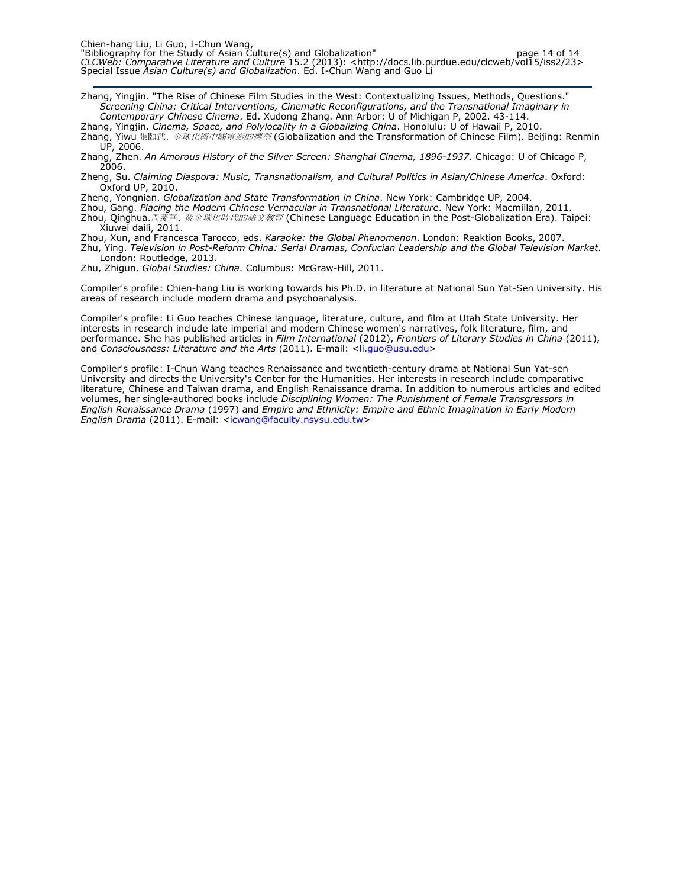Zhang, Yingjin. "The Rise of Chinese Film Studies in the West: Contextualizing Issues, Methods, Questions." *Screening China: Critical Interventions, Cinematic Reconfigurations, and the Transnational Imaginary in Contemporary Chinese Cinema*. Ed. Xudong Zhang. Ann Arbor: U of Michigan P, 2002. 43-114.

Zhang, Yingjin. *Cinema, Space, and Polylocality in a Globalizing China*. Honolulu: U of Hawaii P, 2010.

Zhang, Yiwu 張頤武. *全球化與中國電影的轉型* (Globalization and the Transformation of Chinese Film). Beijing: Renmin UP, 2006.

Zhang, Zhen. *An Amorous History of the Silver Screen: Shanghai Cinema, 1896-1937*. Chicago: U of Chicago P, 2006.

Zheng, Su. *Claiming Diaspora: Music, Transnationalism, and Cultural Politics in Asian/Chinese America*. Oxford: Oxford UP, 2010.

Zheng, Yongnian. *Globalization and State Transformation in China*. New York: Cambridge UP, 2004.

Zhou, Gang. *Placing the Modern Chinese Vernacular in Transnational Literature*. New York: Macmillan, 2011.

Zhou, Qinghua.周慶華. *後全球化時代的語文教育* (Chinese Language Education in the Post-Globalization Era). Taipei: Xiuwei daili, 2011.

Zhou, Xun, and Francesca Tarocco, eds. *Karaoke: the Global Phenomenon*. London: Reaktion Books, 2007.

Zhu, Ying. *Television in Post-Reform China: Serial Dramas, Confucian Leadership and the Global Television Market*. London: Routledge, 2013.

Zhu, Zhigun. *Global Studies: China*. Columbus: McGraw-Hill, 2011.

Compiler's profile: Chien-hang Liu is working towards his Ph.D. in literature at National Sun Yat-Sen University. His areas of research include modern drama and psychoanalysis.

Compiler's profile: Li Guo teaches Chinese language, literature, culture, and film at Utah State University. Her interests in research include late imperial and modern Chinese women's narratives, folk literature, film, and performance. She has published articles in *Film International* (2012), *Frontiers of Literary Studies in China* (2011), and *Consciousness: Literature and the Arts* (2011). E-mail: <li.guo@usu.edu>

Compiler's profile: I-Chun Wang teaches Renaissance and twentieth-century drama at National Sun Yat-sen University and directs the University's Center for the Humanities. Her interests in research include comparative literature, Chinese and Taiwan drama, and English Renaissance drama. In addition to numerous articles and edited volumes, her single-authored books include *Disciplining Women: The Punishment of Female Transgressors in English Renaissance Drama* (1997) and *Empire and Ethnicity: Empire and Ethnic Imagination in Early Modern English Drama* (2011). E-mail: <icwang@faculty.nsysu.edu.tw>